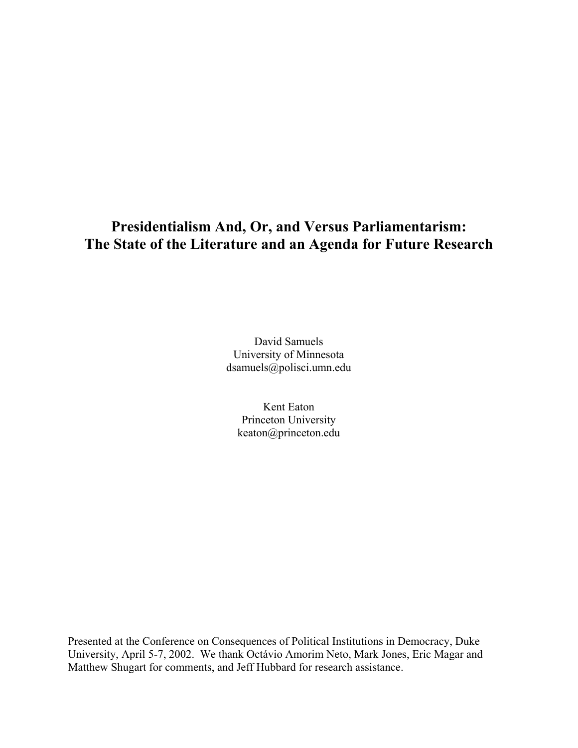# Presidentialism And, Or, and Versus Parliamentarism: The State of the Literature and an Agenda for Future Research

David Samuels
University of Minnesota
dsamuels@polisci.umn.edu

Kent Eaton
Princeton University
keaton@princeton.edu

Presented at the Conference on Consequences of Political Institutions in Democracy, Duke University, April 5-7, 2002. We thank Octávio Amorim Neto, Mark Jones, Eric Magar and Matthew Shugart for comments, and Jeff Hubbard for research assistance.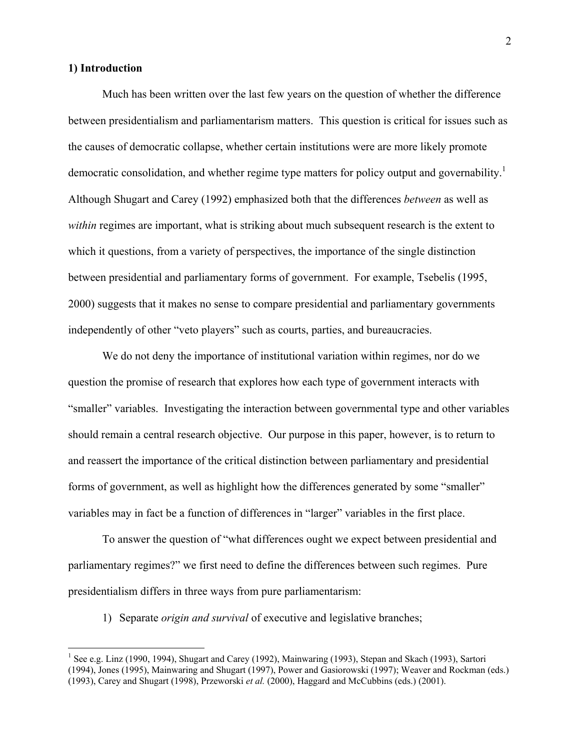## 1) Introduction

Much has been written over the last few years on the question of whether the difference between presidentialism and parliamentarism matters. This question is critical for issues such as the causes of democratic collapse, whether certain institutions were are more likely promote democratic consolidation, and whether regime type matters for policy output and governability.[1] Although Shugart and Carey (1992) emphasized both that the differences *between* as well as *within* regimes are important, what is striking about much subsequent research is the extent to which it questions, from a variety of perspectives, the importance of the single distinction between presidential and parliamentary forms of government. For example, Tsebelis (1995, 2000) suggests that it makes no sense to compare presidential and parliamentary governments independently of other "veto players" such as courts, parties, and bureaucracies.

We do not deny the importance of institutional variation within regimes, nor do we question the promise of research that explores how each type of government interacts with "smaller" variables. Investigating the interaction between governmental type and other variables should remain a central research objective. Our purpose in this paper, however, is to return to and reassert the importance of the critical distinction between parliamentary and presidential forms of government, as well as highlight how the differences generated by some "smaller" variables may in fact be a function of differences in "larger" variables in the first place.

To answer the question of "what differences ought we expect between presidential and parliamentary regimes?" we first need to define the differences between such regimes. Pure presidentialism differs in three ways from pure parliamentarism:

1) Separate *origin and survival* of executive and legislative branches;

[1] See e.g. Linz (1990, 1994), Shugart and Carey (1992), Mainwaring (1993), Stepan and Skach (1993), Sartori (1994), Jones (1995), Mainwaring and Shugart (1997), Power and Gasiorowski (1997); Weaver and Rockman (eds.) (1993), Carey and Shugart (1998), Przeworski *et al.* (2000), Haggard and McCubbins (eds.) (2001).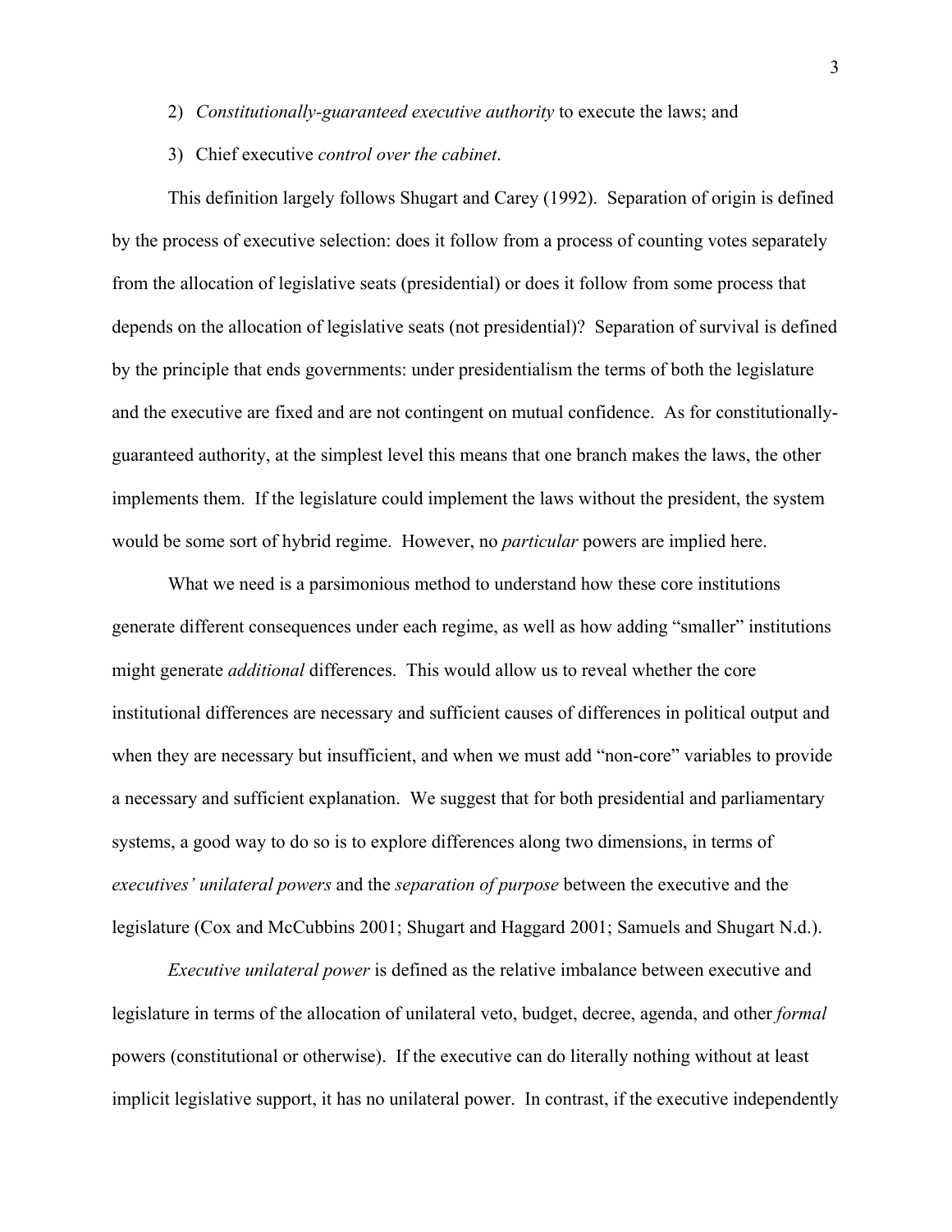2) *Constitutionally-guaranteed executive authority* to execute the laws; and
3) Chief executive *control over the cabinet*.

This definition largely follows Shugart and Carey (1992). Separation of origin is defined by the process of executive selection: does it follow from a process of counting votes separately from the allocation of legislative seats (presidential) or does it follow from some process that depends on the allocation of legislative seats (not presidential)? Separation of survival is defined by the principle that ends governments: under presidentialism the terms of both the legislature and the executive are fixed and are not contingent on mutual confidence. As for constitutionally-guaranteed authority, at the simplest level this means that one branch makes the laws, the other implements them. If the legislature could implement the laws without the president, the system would be some sort of hybrid regime. However, no *particular* powers are implied here.

What we need is a parsimonious method to understand how these core institutions generate different consequences under each regime, as well as how adding "smaller" institutions might generate *additional* differences. This would allow us to reveal whether the core institutional differences are necessary and sufficient causes of differences in political output and when they are necessary but insufficient, and when we must add "non-core" variables to provide a necessary and sufficient explanation. We suggest that for both presidential and parliamentary systems, a good way to do so is to explore differences along two dimensions, in terms of *executives' unilateral powers* and the *separation of purpose* between the executive and the legislature (Cox and McCubbins 2001; Shugart and Haggard 2001; Samuels and Shugart N.d.).

*Executive unilateral power* is defined as the relative imbalance between executive and legislature in terms of the allocation of unilateral veto, budget, decree, agenda, and other *formal* powers (constitutional or otherwise). If the executive can do literally nothing without at least implicit legislative support, it has no unilateral power. In contrast, if the executive independently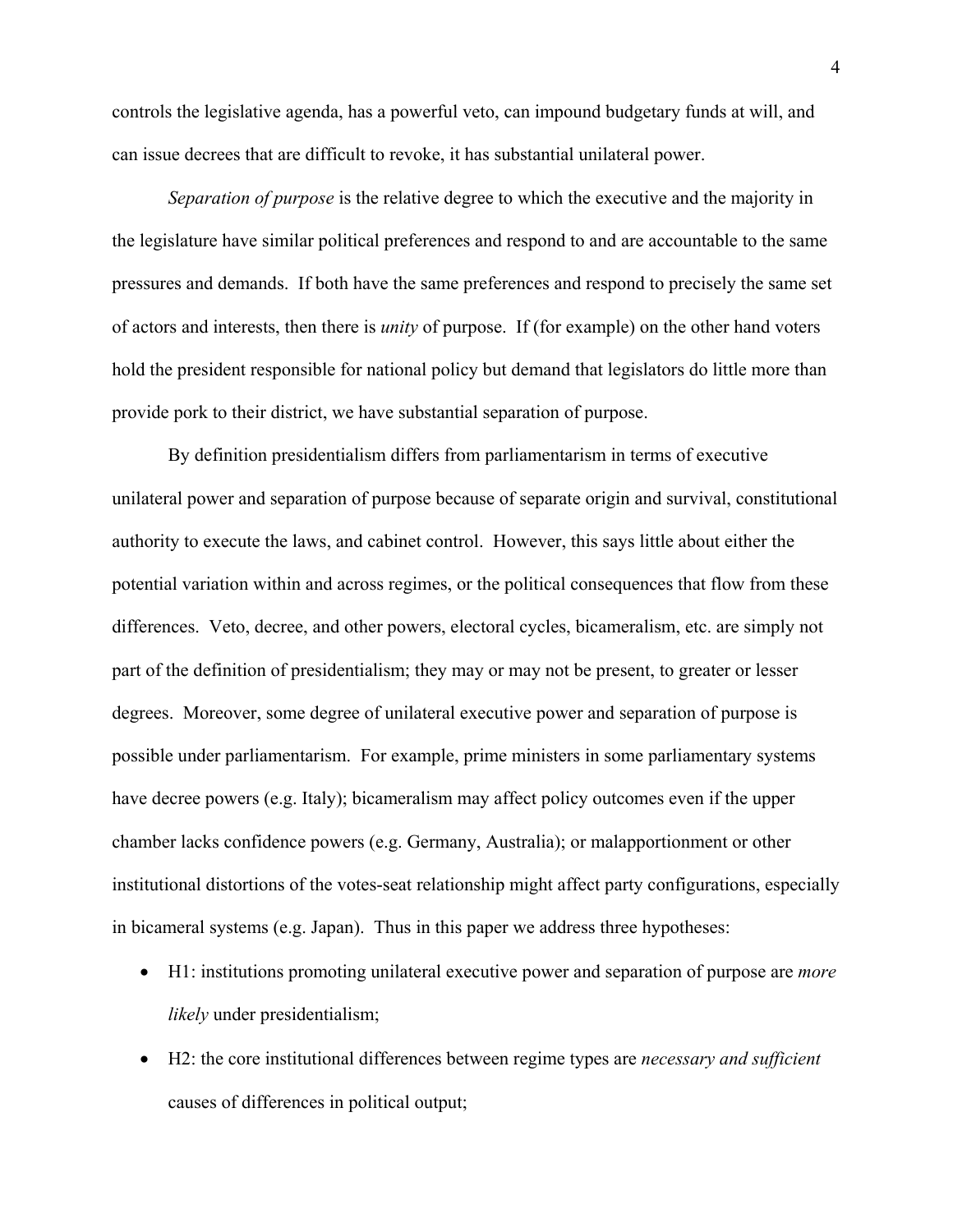controls the legislative agenda, has a powerful veto, can impound budgetary funds at will, and can issue decrees that are difficult to revoke, it has substantial unilateral power.

*Separation of purpose* is the relative degree to which the executive and the majority in the legislature have similar political preferences and respond to and are accountable to the same pressures and demands. If both have the same preferences and respond to precisely the same set of actors and interests, then there is *unity* of purpose. If (for example) on the other hand voters hold the president responsible for national policy but demand that legislators do little more than provide pork to their district, we have substantial separation of purpose.

By definition presidentialism differs from parliamentarism in terms of executive unilateral power and separation of purpose because of separate origin and survival, constitutional authority to execute the laws, and cabinet control. However, this says little about either the potential variation within and across regimes, or the political consequences that flow from these differences. Veto, decree, and other powers, electoral cycles, bicameralism, etc. are simply not part of the definition of presidentialism; they may or may not be present, to greater or lesser degrees. Moreover, some degree of unilateral executive power and separation of purpose is possible under parliamentarism. For example, prime ministers in some parliamentary systems have decree powers (e.g. Italy); bicameralism may affect policy outcomes even if the upper chamber lacks confidence powers (e.g. Germany, Australia); or malapportionment or other institutional distortions of the votes-seat relationship might affect party configurations, especially in bicameral systems (e.g. Japan). Thus in this paper we address three hypotheses:

- H1: institutions promoting unilateral executive power and separation of purpose are *more likely* under presidentialism;
- H2: the core institutional differences between regime types are *necessary and sufficient* causes of differences in political output;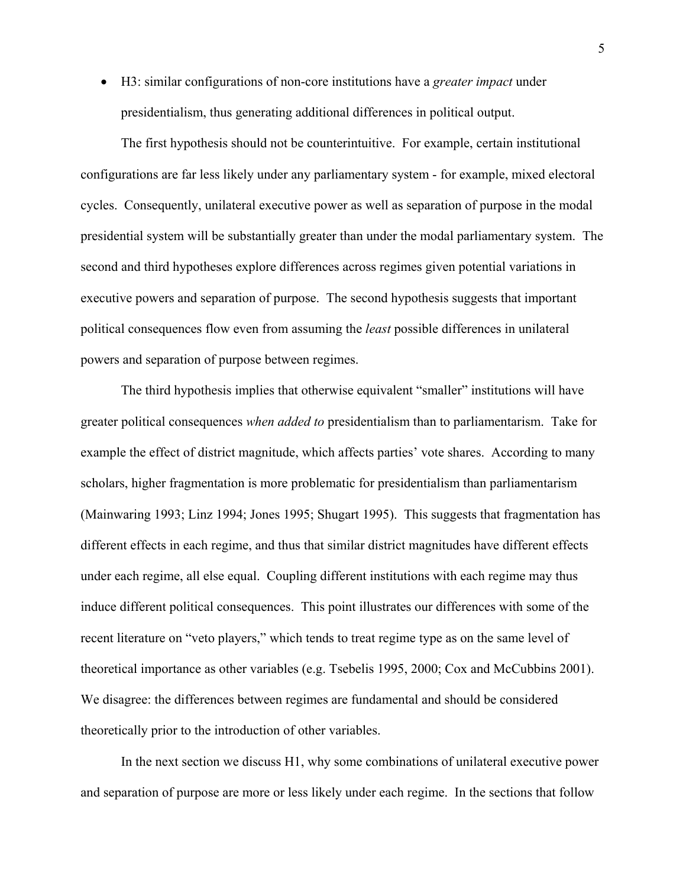- H3: similar configurations of non-core institutions have a *greater impact* under presidentialism, thus generating additional differences in political output.

The first hypothesis should not be counterintuitive. For example, certain institutional configurations are far less likely under any parliamentary system - for example, mixed electoral cycles. Consequently, unilateral executive power as well as separation of purpose in the modal presidential system will be substantially greater than under the modal parliamentary system. The second and third hypotheses explore differences across regimes given potential variations in executive powers and separation of purpose. The second hypothesis suggests that important political consequences flow even from assuming the *least* possible differences in unilateral powers and separation of purpose between regimes.

The third hypothesis implies that otherwise equivalent "smaller" institutions will have greater political consequences *when added to* presidentialism than to parliamentarism. Take for example the effect of district magnitude, which affects parties' vote shares. According to many scholars, higher fragmentation is more problematic for presidentialism than parliamentarism (Mainwaring 1993; Linz 1994; Jones 1995; Shugart 1995). This suggests that fragmentation has different effects in each regime, and thus that similar district magnitudes have different effects under each regime, all else equal. Coupling different institutions with each regime may thus induce different political consequences. This point illustrates our differences with some of the recent literature on "veto players," which tends to treat regime type as on the same level of theoretical importance as other variables (e.g. Tsebelis 1995, 2000; Cox and McCubbins 2001). We disagree: the differences between regimes are fundamental and should be considered theoretically prior to the introduction of other variables.

In the next section we discuss H1, why some combinations of unilateral executive power and separation of purpose are more or less likely under each regime. In the sections that follow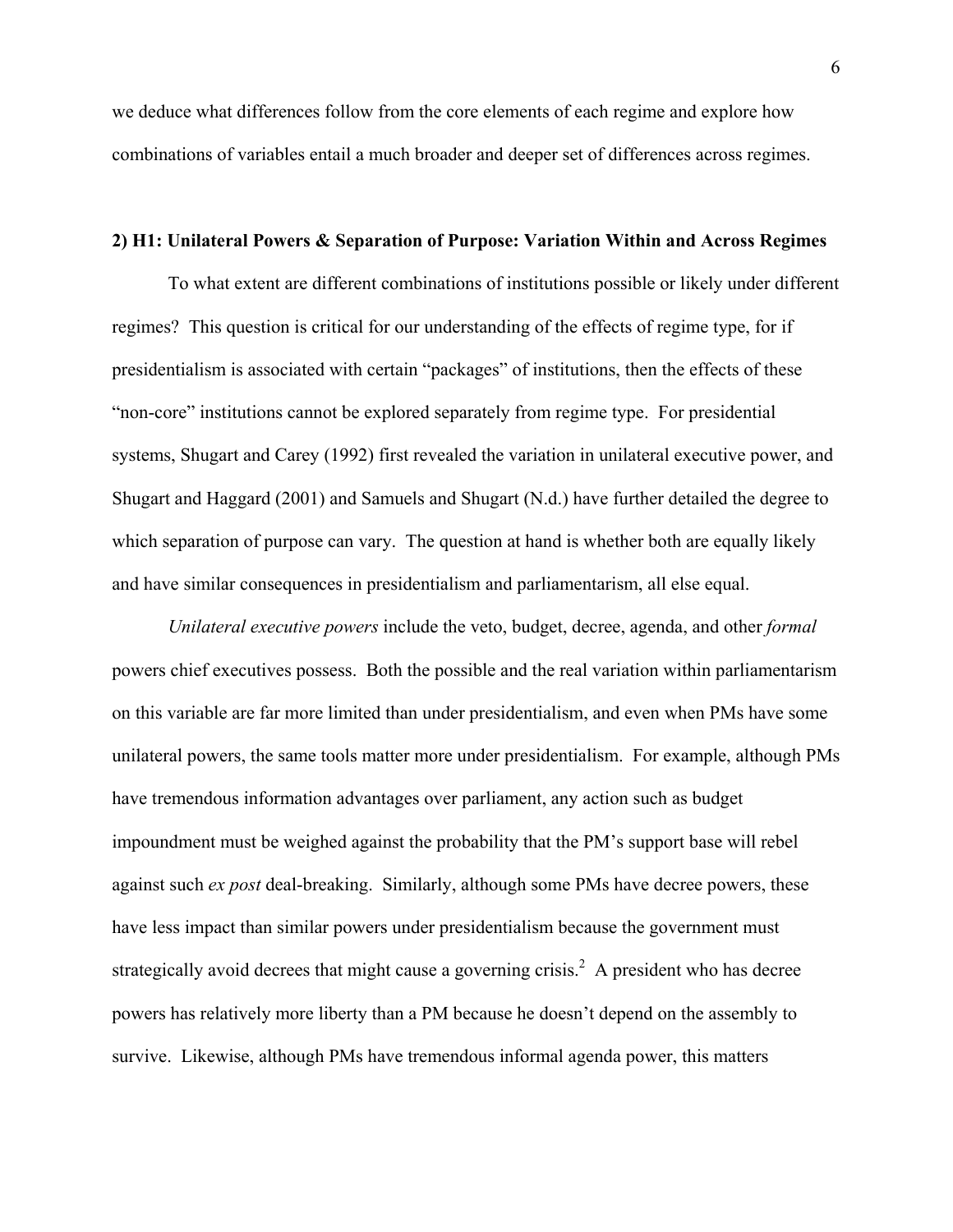we deduce what differences follow from the core elements of each regime and explore how combinations of variables entail a much broader and deeper set of differences across regimes.

## 2) H1: Unilateral Powers & Separation of Purpose: Variation Within and Across Regimes

To what extent are different combinations of institutions possible or likely under different regimes? This question is critical for our understanding of the effects of regime type, for if presidentialism is associated with certain "packages" of institutions, then the effects of these "non-core" institutions cannot be explored separately from regime type. For presidential systems, Shugart and Carey (1992) first revealed the variation in unilateral executive power, and Shugart and Haggard (2001) and Samuels and Shugart (N.d.) have further detailed the degree to which separation of purpose can vary. The question at hand is whether both are equally likely and have similar consequences in presidentialism and parliamentarism, all else equal.

*Unilateral executive powers* include the veto, budget, decree, agenda, and other *formal* powers chief executives possess. Both the possible and the real variation within parliamentarism on this variable are far more limited than under presidentialism, and even when PMs have some unilateral powers, the same tools matter more under presidentialism. For example, although PMs have tremendous information advantages over parliament, any action such as budget impoundment must be weighed against the probability that the PM's support base will rebel against such *ex post* deal-breaking. Similarly, although some PMs have decree powers, these have less impact than similar powers under presidentialism because the government must strategically avoid decrees that might cause a governing crisis.[2] A president who has decree powers has relatively more liberty than a PM because he doesn't depend on the assembly to survive. Likewise, although PMs have tremendous informal agenda power, this matters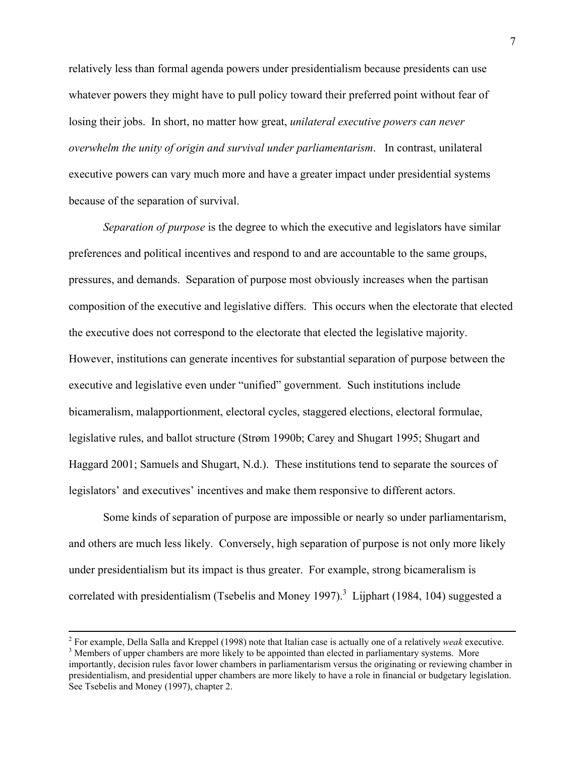relatively less than formal agenda powers under presidentialism because presidents can use whatever powers they might have to pull policy toward their preferred point without fear of losing their jobs. In short, no matter how great, *unilateral executive powers can never overwhelm the unity of origin and survival under parliamentarism*. In contrast, unilateral executive powers can vary much more and have a greater impact under presidential systems because of the separation of survival.

*Separation of purpose* is the degree to which the executive and legislators have similar preferences and political incentives and respond to and are accountable to the same groups, pressures, and demands. Separation of purpose most obviously increases when the partisan composition of the executive and legislative differs. This occurs when the electorate that elected the executive does not correspond to the electorate that elected the legislative majority. However, institutions can generate incentives for substantial separation of purpose between the executive and legislative even under "unified" government. Such institutions include bicameralism, malapportionment, electoral cycles, staggered elections, electoral formulae, legislative rules, and ballot structure (Strøm 1990b; Carey and Shugart 1995; Shugart and Haggard 2001; Samuels and Shugart, N.d.). These institutions tend to separate the sources of legislators' and executives' incentives and make them responsive to different actors.

Some kinds of separation of purpose are impossible or nearly so under parliamentarism, and others are much less likely. Conversely, high separation of purpose is not only more likely under presidentialism but its impact is thus greater. For example, strong bicameralism is correlated with presidentialism (Tsebelis and Money 1997).[3] Lijphart (1984, 104) suggested a

---

[2] For example, Della Salla and Kreppel (1998) note that Italian case is actually one of a relatively *weak* executive.

[3] Members of upper chambers are more likely to be appointed than elected in parliamentary systems. More importantly, decision rules favor lower chambers in parliamentarism versus the originating or reviewing chamber in presidentialism, and presidential upper chambers are more likely to have a role in financial or budgetary legislation. See Tsebelis and Money (1997), chapter 2.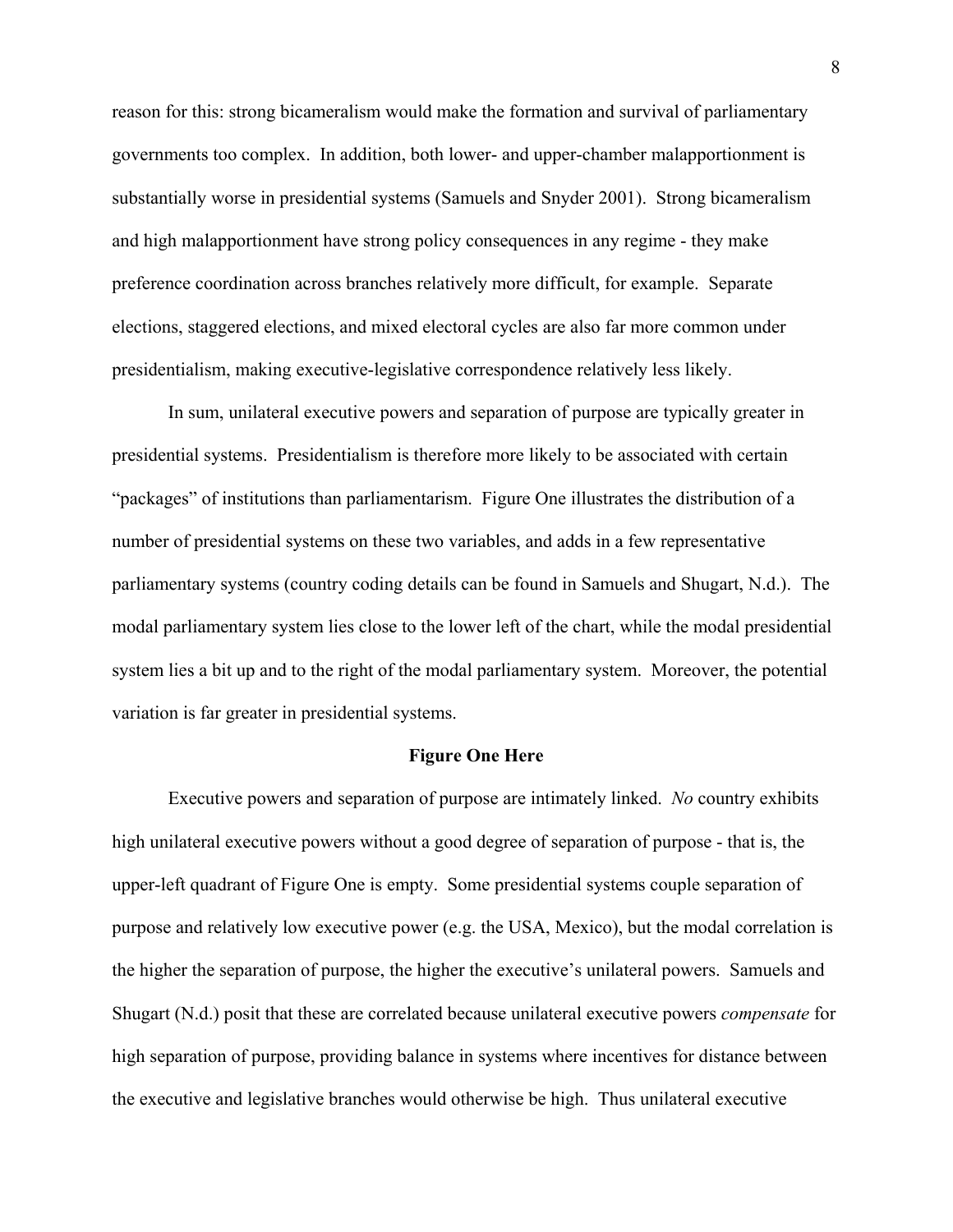reason for this: strong bicameralism would make the formation and survival of parliamentary governments too complex. In addition, both lower- and upper-chamber malapportionment is substantially worse in presidential systems (Samuels and Snyder 2001). Strong bicameralism and high malapportionment have strong policy consequences in any regime - they make preference coordination across branches relatively more difficult, for example. Separate elections, staggered elections, and mixed electoral cycles are also far more common under presidentialism, making executive-legislative correspondence relatively less likely.

In sum, unilateral executive powers and separation of purpose are typically greater in presidential systems. Presidentialism is therefore more likely to be associated with certain "packages" of institutions than parliamentarism. Figure One illustrates the distribution of a number of presidential systems on these two variables, and adds in a few representative parliamentary systems (country coding details can be found in Samuels and Shugart, N.d.). The modal parliamentary system lies close to the lower left of the chart, while the modal presidential system lies a bit up and to the right of the modal parliamentary system. Moreover, the potential variation is far greater in presidential systems.

**Figure One Here**

Executive powers and separation of purpose are intimately linked. *No* country exhibits high unilateral executive powers without a good degree of separation of purpose - that is, the upper-left quadrant of Figure One is empty. Some presidential systems couple separation of purpose and relatively low executive power (e.g. the USA, Mexico), but the modal correlation is the higher the separation of purpose, the higher the executive's unilateral powers. Samuels and Shugart (N.d.) posit that these are correlated because unilateral executive powers *compensate* for high separation of purpose, providing balance in systems where incentives for distance between the executive and legislative branches would otherwise be high. Thus unilateral executive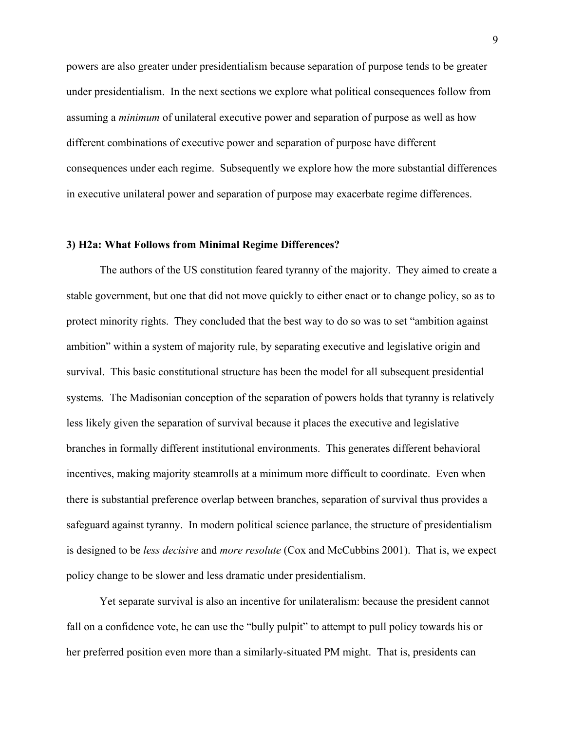powers are also greater under presidentialism because separation of purpose tends to be greater under presidentialism. In the next sections we explore what political consequences follow from assuming a *minimum* of unilateral executive power and separation of purpose as well as how different combinations of executive power and separation of purpose have different consequences under each regime. Subsequently we explore how the more substantial differences in executive unilateral power and separation of purpose may exacerbate regime differences.

### 3) H2a: What Follows from Minimal Regime Differences?

The authors of the US constitution feared tyranny of the majority. They aimed to create a stable government, but one that did not move quickly to either enact or to change policy, so as to protect minority rights. They concluded that the best way to do so was to set "ambition against ambition" within a system of majority rule, by separating executive and legislative origin and survival. This basic constitutional structure has been the model for all subsequent presidential systems. The Madisonian conception of the separation of powers holds that tyranny is relatively less likely given the separation of survival because it places the executive and legislative branches in formally different institutional environments. This generates different behavioral incentives, making majority steamrolls at a minimum more difficult to coordinate. Even when there is substantial preference overlap between branches, separation of survival thus provides a safeguard against tyranny. In modern political science parlance, the structure of presidentialism is designed to be *less decisive* and *more resolute* (Cox and McCubbins 2001). That is, we expect policy change to be slower and less dramatic under presidentialism.

Yet separate survival is also an incentive for unilateralism: because the president cannot fall on a confidence vote, he can use the "bully pulpit" to attempt to pull policy towards his or her preferred position even more than a similarly-situated PM might. That is, presidents can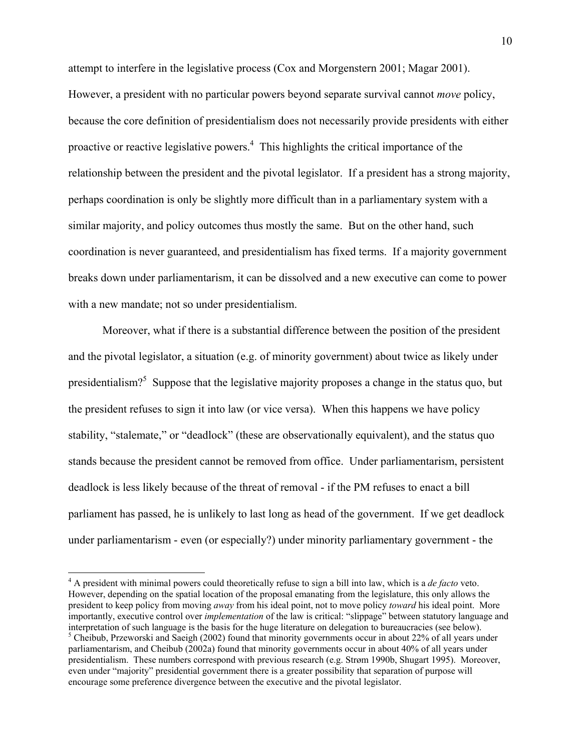attempt to interfere in the legislative process (Cox and Morgenstern 2001; Magar 2001). However, a president with no particular powers beyond separate survival cannot *move* policy, because the core definition of presidentialism does not necessarily provide presidents with either proactive or reactive legislative powers.[4] This highlights the critical importance of the relationship between the president and the pivotal legislator. If a president has a strong majority, perhaps coordination is only be slightly more difficult than in a parliamentary system with a similar majority, and policy outcomes thus mostly the same. But on the other hand, such coordination is never guaranteed, and presidentialism has fixed terms. If a majority government breaks down under parliamentarism, it can be dissolved and a new executive can come to power with a new mandate; not so under presidentialism.

Moreover, what if there is a substantial difference between the position of the president and the pivotal legislator, a situation (e.g. of minority government) about twice as likely under presidentialism?[5] Suppose that the legislative majority proposes a change in the status quo, but the president refuses to sign it into law (or vice versa). When this happens we have policy stability, "stalemate," or "deadlock" (these are observationally equivalent), and the status quo stands because the president cannot be removed from office. Under parliamentarism, persistent deadlock is less likely because of the threat of removal - if the PM refuses to enact a bill parliament has passed, he is unlikely to last long as head of the government. If we get deadlock under parliamentarism - even (or especially?) under minority parliamentary government - the

---

[4] A president with minimal powers could theoretically refuse to sign a bill into law, which is a *de facto* veto. However, depending on the spatial location of the proposal emanating from the legislature, this only allows the president to keep policy from moving *away* from his ideal point, not to move policy *toward* his ideal point. More importantly, executive control over *implementation* of the law is critical: "slippage" between statutory language and interpretation of such language is the basis for the huge literature on delegation to bureaucracies (see below).

[5] Cheibub, Przeworski and Saeigh (2002) found that minority governments occur in about 22% of all years under parliamentarism, and Cheibub (2002a) found that minority governments occur in about 40% of all years under presidentialism. These numbers correspond with previous research (e.g. Strøm 1990b, Shugart 1995). Moreover, even under "majority" presidential government there is a greater possibility that separation of purpose will encourage some preference divergence between the executive and the pivotal legislator.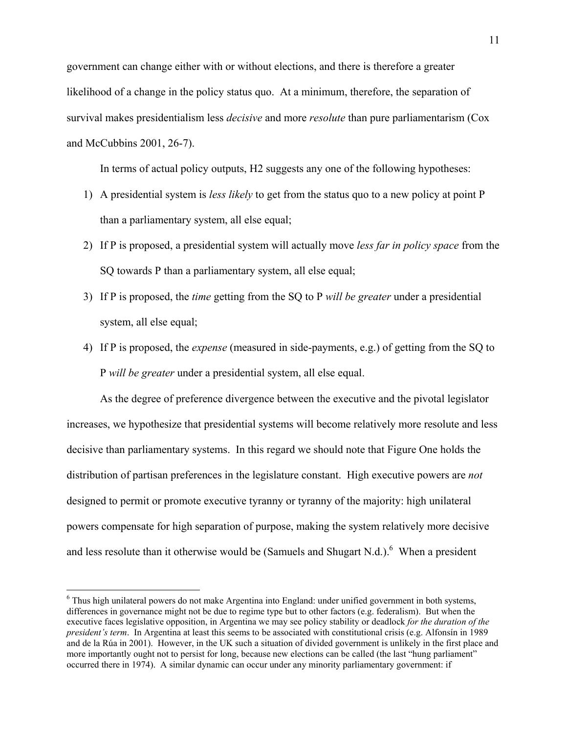government can change either with or without elections, and there is therefore a greater likelihood of a change in the policy status quo. At a minimum, therefore, the separation of survival makes presidentialism less *decisive* and more *resolute* than pure parliamentarism (Cox and McCubbins 2001, 26-7).

In terms of actual policy outputs, H2 suggests any one of the following hypotheses:

1) A presidential system is *less likely* to get from the status quo to a new policy at point P than a parliamentary system, all else equal;
2) If P is proposed, a presidential system will actually move *less far in policy space* from the SQ towards P than a parliamentary system, all else equal;
3) If P is proposed, the *time* getting from the SQ to P *will be greater* under a presidential system, all else equal;
4) If P is proposed, the *expense* (measured in side-payments, e.g.) of getting from the SQ to P *will be greater* under a presidential system, all else equal.

As the degree of preference divergence between the executive and the pivotal legislator increases, we hypothesize that presidential systems will become relatively more resolute and less decisive than parliamentary systems. In this regard we should note that Figure One holds the distribution of partisan preferences in the legislature constant. High executive powers are *not* designed to permit or promote executive tyranny or tyranny of the majority: high unilateral powers compensate for high separation of purpose, making the system relatively more decisive and less resolute than it otherwise would be (Samuels and Shugart N.d.).[6] When a president

[6] Thus high unilateral powers do not make Argentina into England: under unified government in both systems, differences in governance might not be due to regime type but to other factors (e.g. federalism). But when the executive faces legislative opposition, in Argentina we may see policy stability or deadlock *for the duration of the president's term*. In Argentina at least this seems to be associated with constitutional crisis (e.g. Alfonsín in 1989 and de la Rúa in 2001). However, in the UK such a situation of divided government is unlikely in the first place and more importantly ought not to persist for long, because new elections can be called (the last "hung parliament" occurred there in 1974). A similar dynamic can occur under any minority parliamentary government: if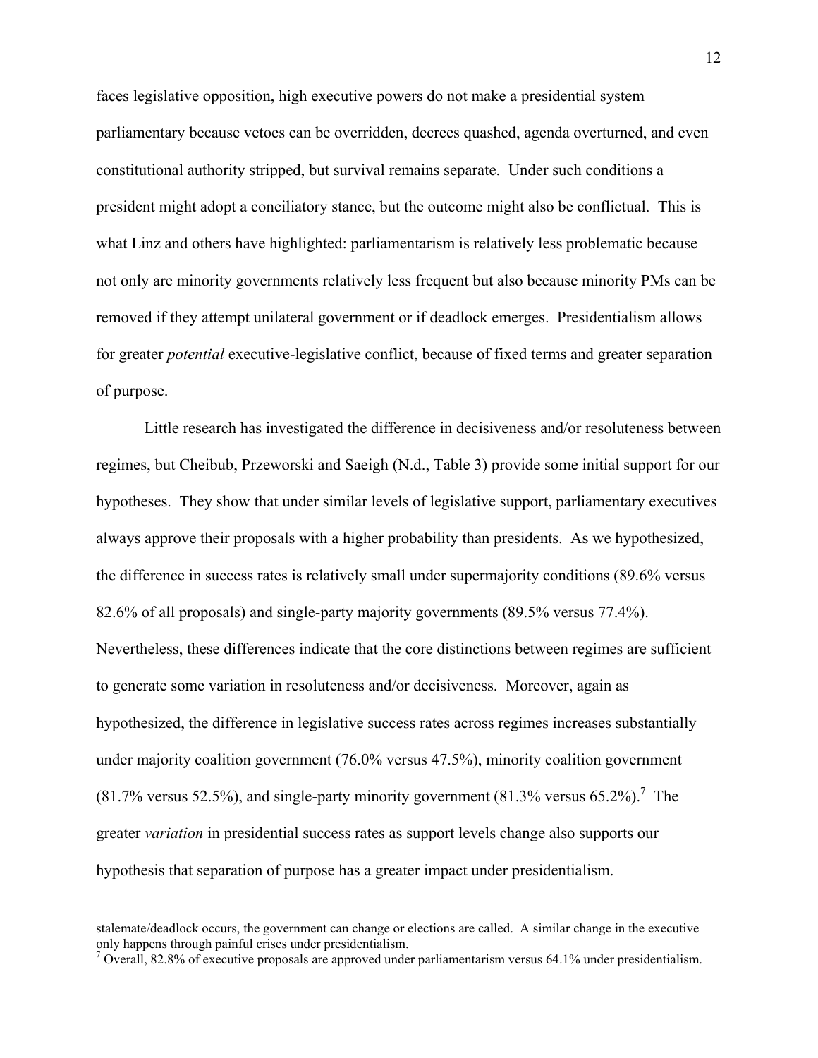faces legislative opposition, high executive powers do not make a presidential system parliamentary because vetoes can be overridden, decrees quashed, agenda overturned, and even constitutional authority stripped, but survival remains separate. Under such conditions a president might adopt a conciliatory stance, but the outcome might also be conflictual. This is what Linz and others have highlighted: parliamentarism is relatively less problematic because not only are minority governments relatively less frequent but also because minority PMs can be removed if they attempt unilateral government or if deadlock emerges. Presidentialism allows for greater *potential* executive-legislative conflict, because of fixed terms and greater separation of purpose.

Little research has investigated the difference in decisiveness and/or resoluteness between regimes, but Cheibub, Przeworski and Saeigh (N.d., Table 3) provide some initial support for our hypotheses. They show that under similar levels of legislative support, parliamentary executives always approve their proposals with a higher probability than presidents. As we hypothesized, the difference in success rates is relatively small under supermajority conditions (89.6% versus 82.6% of all proposals) and single-party majority governments (89.5% versus 77.4%). Nevertheless, these differences indicate that the core distinctions between regimes are sufficient to generate some variation in resoluteness and/or decisiveness. Moreover, again as hypothesized, the difference in legislative success rates across regimes increases substantially under majority coalition government (76.0% versus 47.5%), minority coalition government (81.7% versus 52.5%), and single-party minority government (81.3% versus 65.2%).[7] The greater *variation* in presidential success rates as support levels change also supports our hypothesis that separation of purpose has a greater impact under presidentialism.

---

stalemate/deadlock occurs, the government can change or elections are called. A similar change in the executive only happens through painful crises under presidentialism.

[7] Overall, 82.8% of executive proposals are approved under parliamentarism versus 64.1% under presidentialism.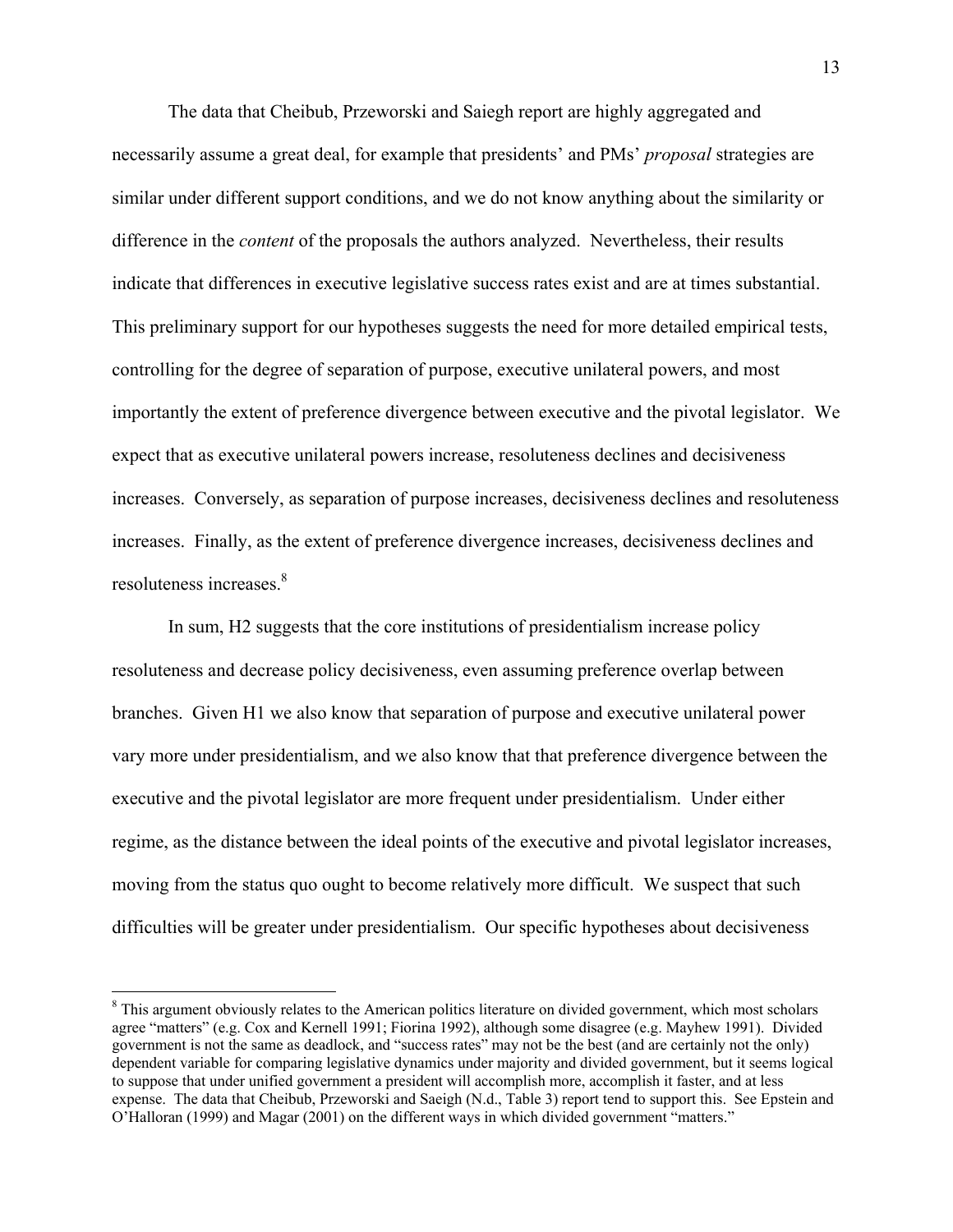The data that Cheibub, Przeworski and Saiegh report are highly aggregated and necessarily assume a great deal, for example that presidents' and PMs' *proposal* strategies are similar under different support conditions, and we do not know anything about the similarity or difference in the *content* of the proposals the authors analyzed. Nevertheless, their results indicate that differences in executive legislative success rates exist and are at times substantial. This preliminary support for our hypotheses suggests the need for more detailed empirical tests, controlling for the degree of separation of purpose, executive unilateral powers, and most importantly the extent of preference divergence between executive and the pivotal legislator. We expect that as executive unilateral powers increase, resoluteness declines and decisiveness increases. Conversely, as separation of purpose increases, decisiveness declines and resoluteness increases. Finally, as the extent of preference divergence increases, decisiveness declines and resoluteness increases.[8]

In sum, H2 suggests that the core institutions of presidentialism increase policy resoluteness and decrease policy decisiveness, even assuming preference overlap between branches. Given H1 we also know that separation of purpose and executive unilateral power vary more under presidentialism, and we also know that that preference divergence between the executive and the pivotal legislator are more frequent under presidentialism. Under either regime, as the distance between the ideal points of the executive and pivotal legislator increases, moving from the status quo ought to become relatively more difficult. We suspect that such difficulties will be greater under presidentialism. Our specific hypotheses about decisiveness

[8] This argument obviously relates to the American politics literature on divided government, which most scholars agree "matters" (e.g. Cox and Kernell 1991; Fiorina 1992), although some disagree (e.g. Mayhew 1991). Divided government is not the same as deadlock, and "success rates" may not be the best (and are certainly not the only) dependent variable for comparing legislative dynamics under majority and divided government, but it seems logical to suppose that under unified government a president will accomplish more, accomplish it faster, and at less expense. The data that Cheibub, Przeworski and Saeigh (N.d., Table 3) report tend to support this. See Epstein and O'Halloran (1999) and Magar (2001) on the different ways in which divided government "matters."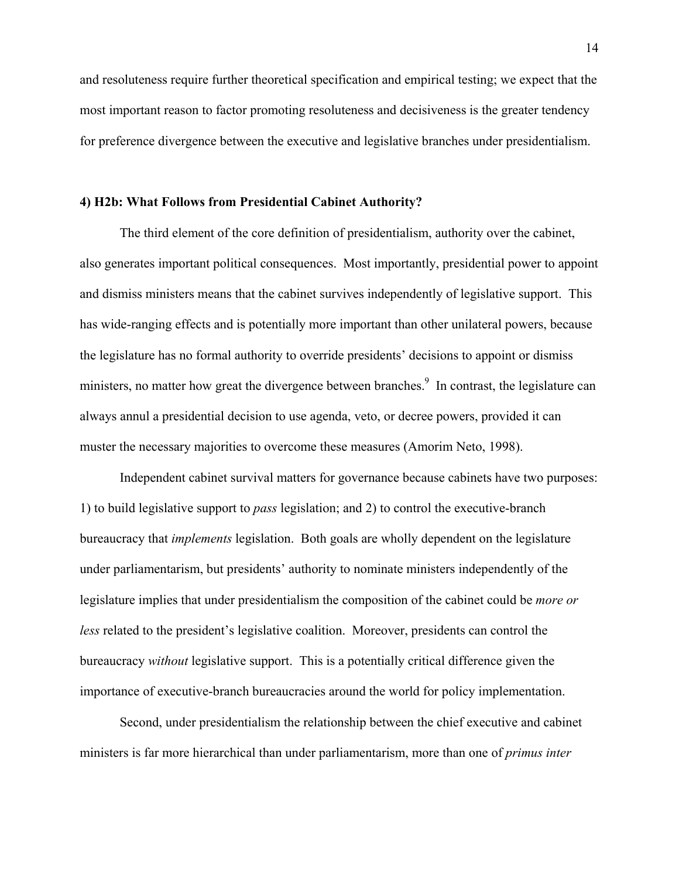and resoluteness require further theoretical specification and empirical testing; we expect that the most important reason to factor promoting resoluteness and decisiveness is the greater tendency for preference divergence between the executive and legislative branches under presidentialism.

### 4) H2b: What Follows from Presidential Cabinet Authority?

The third element of the core definition of presidentialism, authority over the cabinet, also generates important political consequences. Most importantly, presidential power to appoint and dismiss ministers means that the cabinet survives independently of legislative support. This has wide-ranging effects and is potentially more important than other unilateral powers, because the legislature has no formal authority to override presidents' decisions to appoint or dismiss ministers, no matter how great the divergence between branches.[9] In contrast, the legislature can always annul a presidential decision to use agenda, veto, or decree powers, provided it can muster the necessary majorities to overcome these measures (Amorim Neto, 1998).

Independent cabinet survival matters for governance because cabinets have two purposes: 1) to build legislative support to *pass* legislation; and 2) to control the executive-branch bureaucracy that *implements* legislation. Both goals are wholly dependent on the legislature under parliamentarism, but presidents' authority to nominate ministers independently of the legislature implies that under presidentialism the composition of the cabinet could be *more or less* related to the president's legislative coalition. Moreover, presidents can control the bureaucracy *without* legislative support. This is a potentially critical difference given the importance of executive-branch bureaucracies around the world for policy implementation.

Second, under presidentialism the relationship between the chief executive and cabinet ministers is far more hierarchical than under parliamentarism, more than one of *primus inter*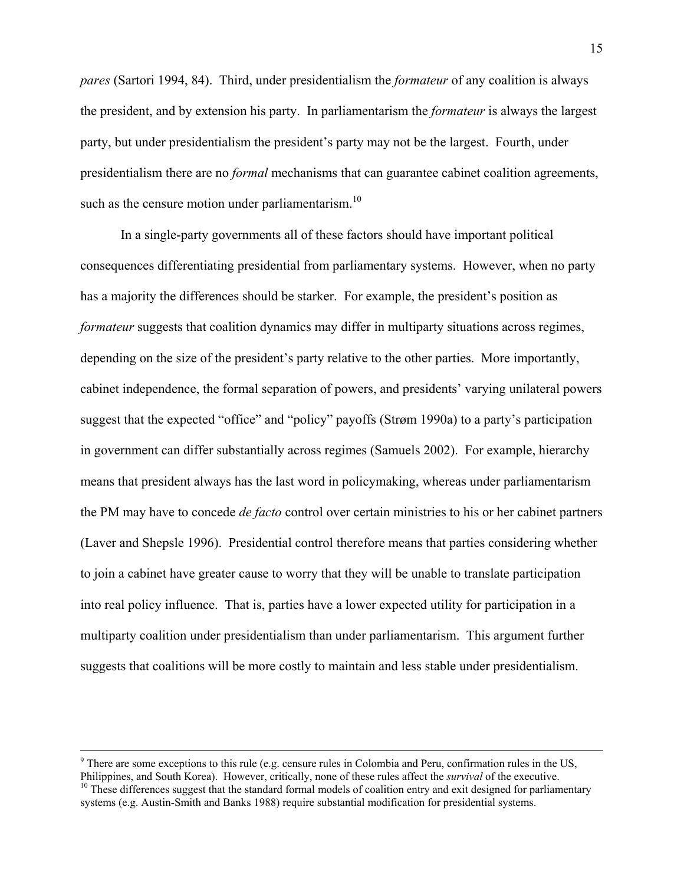*pares* (Sartori 1994, 84). Third, under presidentialism the *formateur* of any coalition is always the president, and by extension his party. In parliamentarism the *formateur* is always the largest party, but under presidentialism the president's party may not be the largest. Fourth, under presidentialism there are no *formal* mechanisms that can guarantee cabinet coalition agreements, such as the censure motion under parliamentarism.[10]

In a single-party governments all of these factors should have important political consequences differentiating presidential from parliamentary systems. However, when no party has a majority the differences should be starker. For example, the president's position as *formateur* suggests that coalition dynamics may differ in multiparty situations across regimes, depending on the size of the president's party relative to the other parties. More importantly, cabinet independence, the formal separation of powers, and presidents' varying unilateral powers suggest that the expected "office" and "policy" payoffs (Strøm 1990a) to a party's participation in government can differ substantially across regimes (Samuels 2002). For example, hierarchy means that president always has the last word in policymaking, whereas under parliamentarism the PM may have to concede *de facto* control over certain ministries to his or her cabinet partners (Laver and Shepsle 1996). Presidential control therefore means that parties considering whether to join a cabinet have greater cause to worry that they will be unable to translate participation into real policy influence. That is, parties have a lower expected utility for participation in a multiparty coalition under presidentialism than under parliamentarism. This argument further suggests that coalitions will be more costly to maintain and less stable under presidentialism.

---

[9] There are some exceptions to this rule (e.g. censure rules in Colombia and Peru, confirmation rules in the US, Philippines, and South Korea). However, critically, none of these rules affect the *survival* of the executive.

[10] These differences suggest that the standard formal models of coalition entry and exit designed for parliamentary systems (e.g. Austin-Smith and Banks 1988) require substantial modification for presidential systems.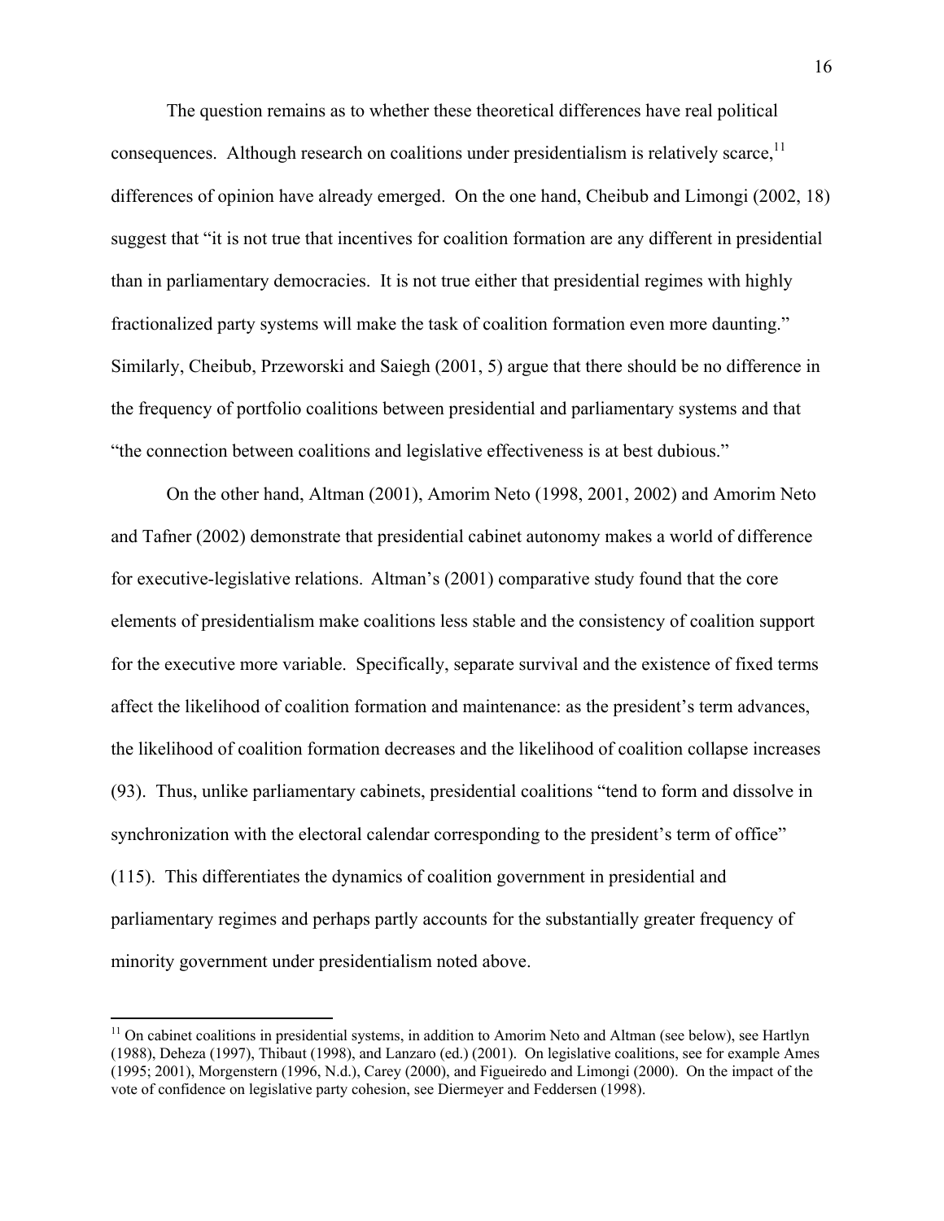The question remains as to whether these theoretical differences have real political consequences. Although research on coalitions under presidentialism is relatively scarce,[11] differences of opinion have already emerged. On the one hand, Cheibub and Limongi (2002, 18) suggest that "it is not true that incentives for coalition formation are any different in presidential than in parliamentary democracies. It is not true either that presidential regimes with highly fractionalized party systems will make the task of coalition formation even more daunting." Similarly, Cheibub, Przeworski and Saiegh (2001, 5) argue that there should be no difference in the frequency of portfolio coalitions between presidential and parliamentary systems and that "the connection between coalitions and legislative effectiveness is at best dubious."

On the other hand, Altman (2001), Amorim Neto (1998, 2001, 2002) and Amorim Neto and Tafner (2002) demonstrate that presidential cabinet autonomy makes a world of difference for executive-legislative relations. Altman's (2001) comparative study found that the core elements of presidentialism make coalitions less stable and the consistency of coalition support for the executive more variable. Specifically, separate survival and the existence of fixed terms affect the likelihood of coalition formation and maintenance: as the president's term advances, the likelihood of coalition formation decreases and the likelihood of coalition collapse increases (93). Thus, unlike parliamentary cabinets, presidential coalitions "tend to form and dissolve in synchronization with the electoral calendar corresponding to the president's term of office" (115). This differentiates the dynamics of coalition government in presidential and parliamentary regimes and perhaps partly accounts for the substantially greater frequency of minority government under presidentialism noted above.

[11] On cabinet coalitions in presidential systems, in addition to Amorim Neto and Altman (see below), see Hartlyn (1988), Deheza (1997), Thibaut (1998), and Lanzaro (ed.) (2001). On legislative coalitions, see for example Ames (1995; 2001), Morgenstern (1996, N.d.), Carey (2000), and Figueiredo and Limongi (2000). On the impact of the vote of confidence on legislative party cohesion, see Diermeyer and Feddersen (1998).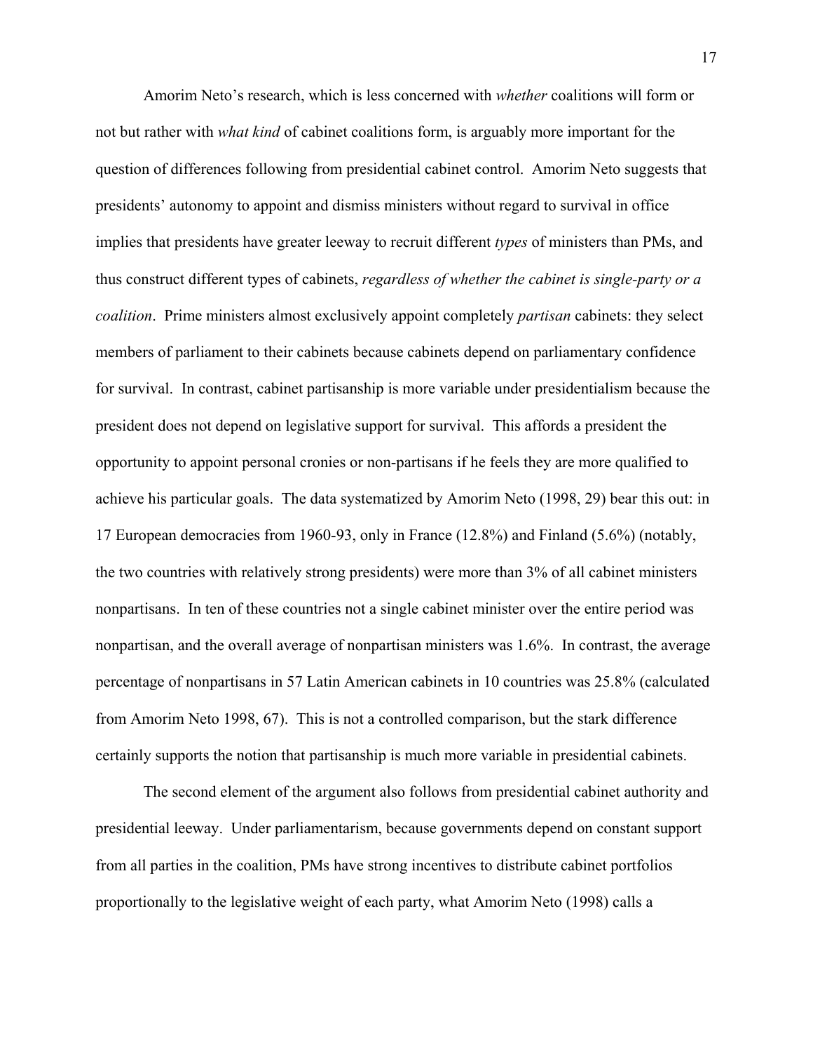Amorim Neto's research, which is less concerned with *whether* coalitions will form or not but rather with *what kind* of cabinet coalitions form, is arguably more important for the question of differences following from presidential cabinet control. Amorim Neto suggests that presidents' autonomy to appoint and dismiss ministers without regard to survival in office implies that presidents have greater leeway to recruit different *types* of ministers than PMs, and thus construct different types of cabinets, *regardless of whether the cabinet is single-party or a coalition*. Prime ministers almost exclusively appoint completely *partisan* cabinets: they select members of parliament to their cabinets because cabinets depend on parliamentary confidence for survival. In contrast, cabinet partisanship is more variable under presidentialism because the president does not depend on legislative support for survival. This affords a president the opportunity to appoint personal cronies or non-partisans if he feels they are more qualified to achieve his particular goals. The data systematized by Amorim Neto (1998, 29) bear this out: in 17 European democracies from 1960-93, only in France (12.8%) and Finland (5.6%) (notably, the two countries with relatively strong presidents) were more than 3% of all cabinet ministers nonpartisans. In ten of these countries not a single cabinet minister over the entire period was nonpartisan, and the overall average of nonpartisan ministers was 1.6%. In contrast, the average percentage of nonpartisans in 57 Latin American cabinets in 10 countries was 25.8% (calculated from Amorim Neto 1998, 67). This is not a controlled comparison, but the stark difference certainly supports the notion that partisanship is much more variable in presidential cabinets.

The second element of the argument also follows from presidential cabinet authority and presidential leeway. Under parliamentarism, because governments depend on constant support from all parties in the coalition, PMs have strong incentives to distribute cabinet portfolios proportionally to the legislative weight of each party, what Amorim Neto (1998) calls a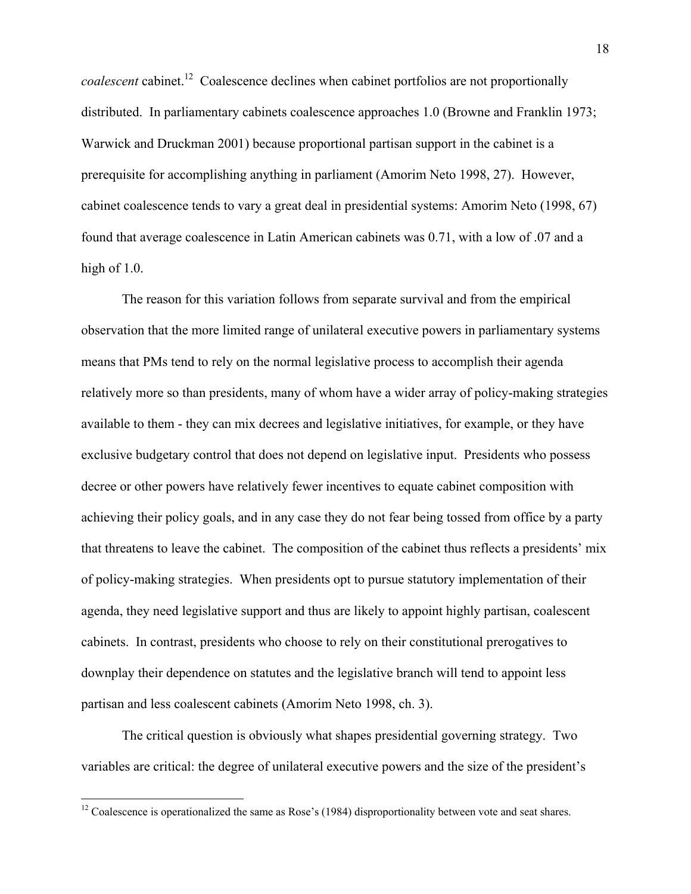*coalescent* cabinet.[12] Coalescence declines when cabinet portfolios are not proportionally distributed. In parliamentary cabinets coalescence approaches 1.0 (Browne and Franklin 1973; Warwick and Druckman 2001) because proportional partisan support in the cabinet is a prerequisite for accomplishing anything in parliament (Amorim Neto 1998, 27). However, cabinet coalescence tends to vary a great deal in presidential systems: Amorim Neto (1998, 67) found that average coalescence in Latin American cabinets was 0.71, with a low of .07 and a high of 1.0.

The reason for this variation follows from separate survival and from the empirical observation that the more limited range of unilateral executive powers in parliamentary systems means that PMs tend to rely on the normal legislative process to accomplish their agenda relatively more so than presidents, many of whom have a wider array of policy-making strategies available to them - they can mix decrees and legislative initiatives, for example, or they have exclusive budgetary control that does not depend on legislative input. Presidents who possess decree or other powers have relatively fewer incentives to equate cabinet composition with achieving their policy goals, and in any case they do not fear being tossed from office by a party that threatens to leave the cabinet. The composition of the cabinet thus reflects a presidents' mix of policy-making strategies. When presidents opt to pursue statutory implementation of their agenda, they need legislative support and thus are likely to appoint highly partisan, coalescent cabinets. In contrast, presidents who choose to rely on their constitutional prerogatives to downplay their dependence on statutes and the legislative branch will tend to appoint less partisan and less coalescent cabinets (Amorim Neto 1998, ch. 3).

The critical question is obviously what shapes presidential governing strategy. Two variables are critical: the degree of unilateral executive powers and the size of the president's

[12] Coalescence is operationalized the same as Rose's (1984) disproportionality between vote and seat shares.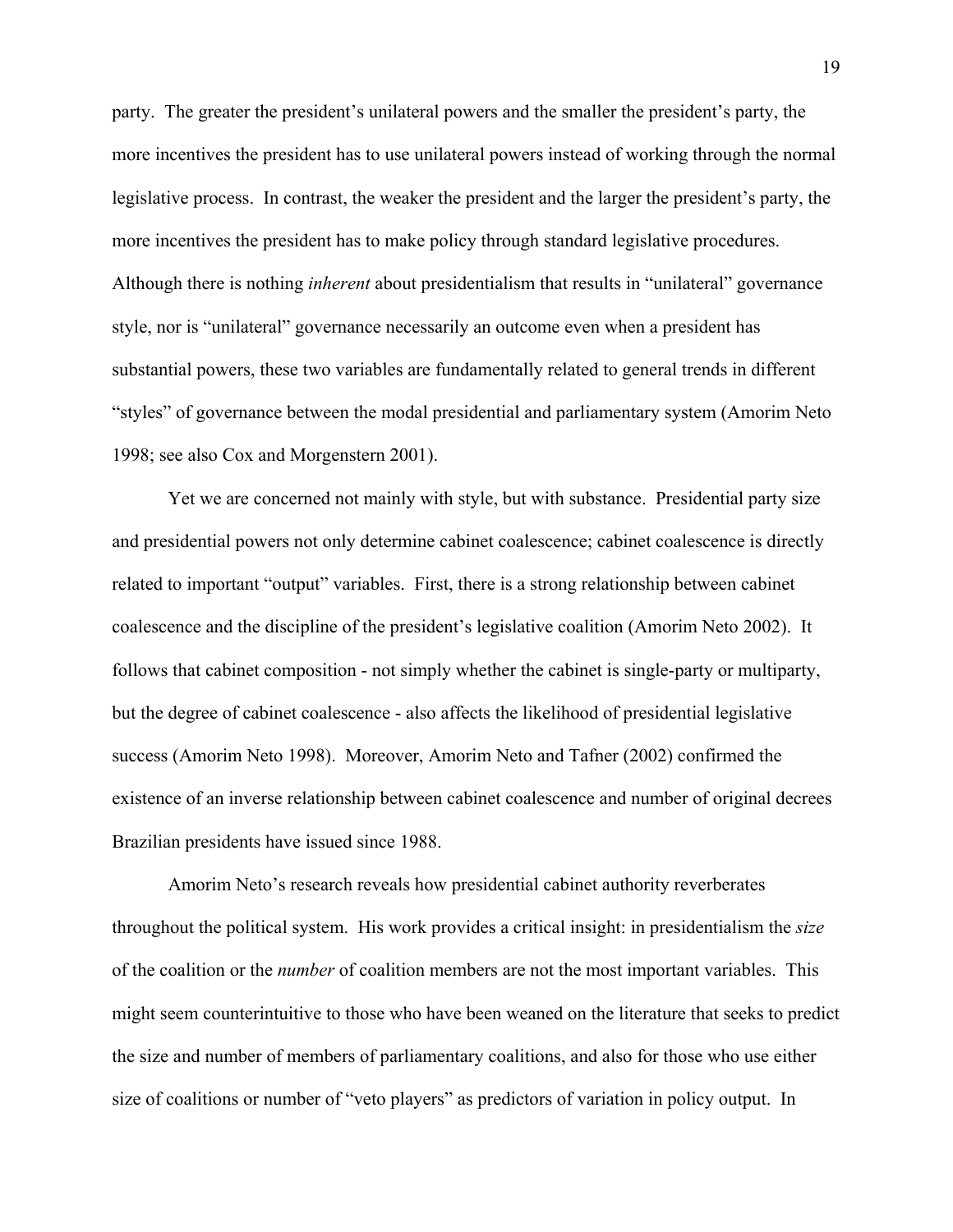party. The greater the president's unilateral powers and the smaller the president's party, the more incentives the president has to use unilateral powers instead of working through the normal legislative process. In contrast, the weaker the president and the larger the president's party, the more incentives the president has to make policy through standard legislative procedures. Although there is nothing *inherent* about presidentialism that results in "unilateral" governance style, nor is "unilateral" governance necessarily an outcome even when a president has substantial powers, these two variables are fundamentally related to general trends in different "styles" of governance between the modal presidential and parliamentary system (Amorim Neto 1998; see also Cox and Morgenstern 2001).

Yet we are concerned not mainly with style, but with substance. Presidential party size and presidential powers not only determine cabinet coalescence; cabinet coalescence is directly related to important "output" variables. First, there is a strong relationship between cabinet coalescence and the discipline of the president's legislative coalition (Amorim Neto 2002). It follows that cabinet composition - not simply whether the cabinet is single-party or multiparty, but the degree of cabinet coalescence - also affects the likelihood of presidential legislative success (Amorim Neto 1998). Moreover, Amorim Neto and Tafner (2002) confirmed the existence of an inverse relationship between cabinet coalescence and number of original decrees Brazilian presidents have issued since 1988.

Amorim Neto's research reveals how presidential cabinet authority reverberates throughout the political system. His work provides a critical insight: in presidentialism the *size* of the coalition or the *number* of coalition members are not the most important variables. This might seem counterintuitive to those who have been weaned on the literature that seeks to predict the size and number of members of parliamentary coalitions, and also for those who use either size of coalitions or number of "veto players" as predictors of variation in policy output. In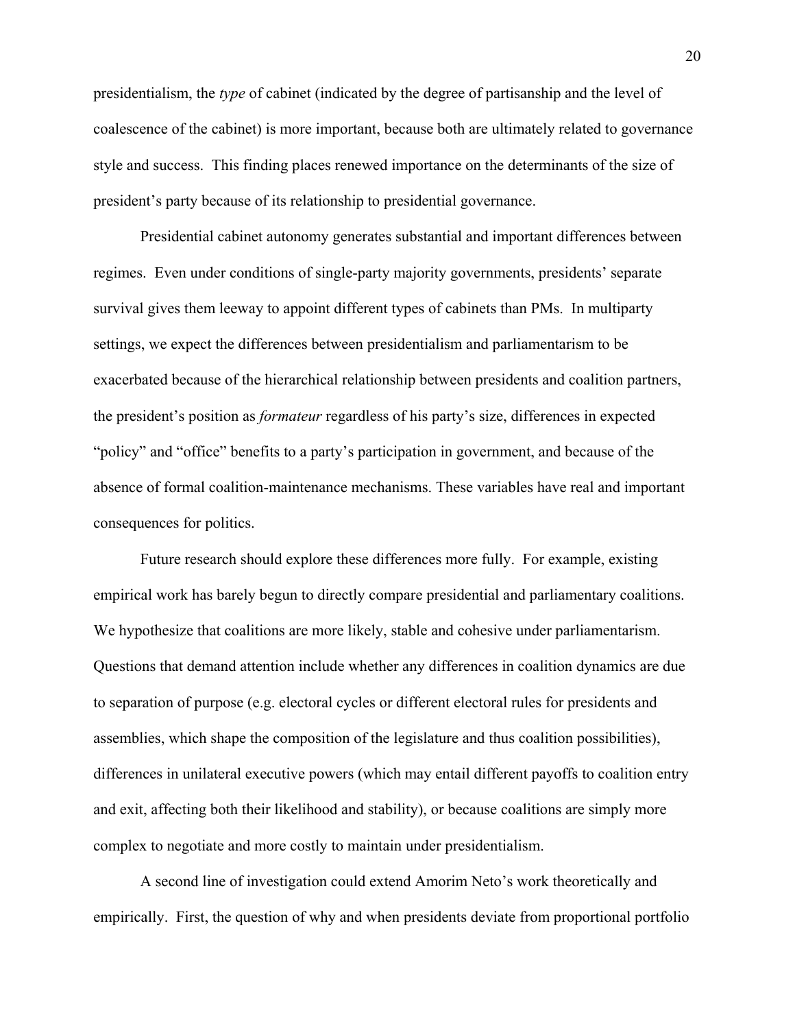presidentialism, the *type* of cabinet (indicated by the degree of partisanship and the level of coalescence of the cabinet) is more important, because both are ultimately related to governance style and success. This finding places renewed importance on the determinants of the size of president's party because of its relationship to presidential governance.

Presidential cabinet autonomy generates substantial and important differences between regimes. Even under conditions of single-party majority governments, presidents' separate survival gives them leeway to appoint different types of cabinets than PMs. In multiparty settings, we expect the differences between presidentialism and parliamentarism to be exacerbated because of the hierarchical relationship between presidents and coalition partners, the president's position as *formateur* regardless of his party's size, differences in expected "policy" and "office" benefits to a party's participation in government, and because of the absence of formal coalition-maintenance mechanisms. These variables have real and important consequences for politics.

Future research should explore these differences more fully. For example, existing empirical work has barely begun to directly compare presidential and parliamentary coalitions. We hypothesize that coalitions are more likely, stable and cohesive under parliamentarism. Questions that demand attention include whether any differences in coalition dynamics are due to separation of purpose (e.g. electoral cycles or different electoral rules for presidents and assemblies, which shape the composition of the legislature and thus coalition possibilities), differences in unilateral executive powers (which may entail different payoffs to coalition entry and exit, affecting both their likelihood and stability), or because coalitions are simply more complex to negotiate and more costly to maintain under presidentialism.

A second line of investigation could extend Amorim Neto's work theoretically and empirically. First, the question of why and when presidents deviate from proportional portfolio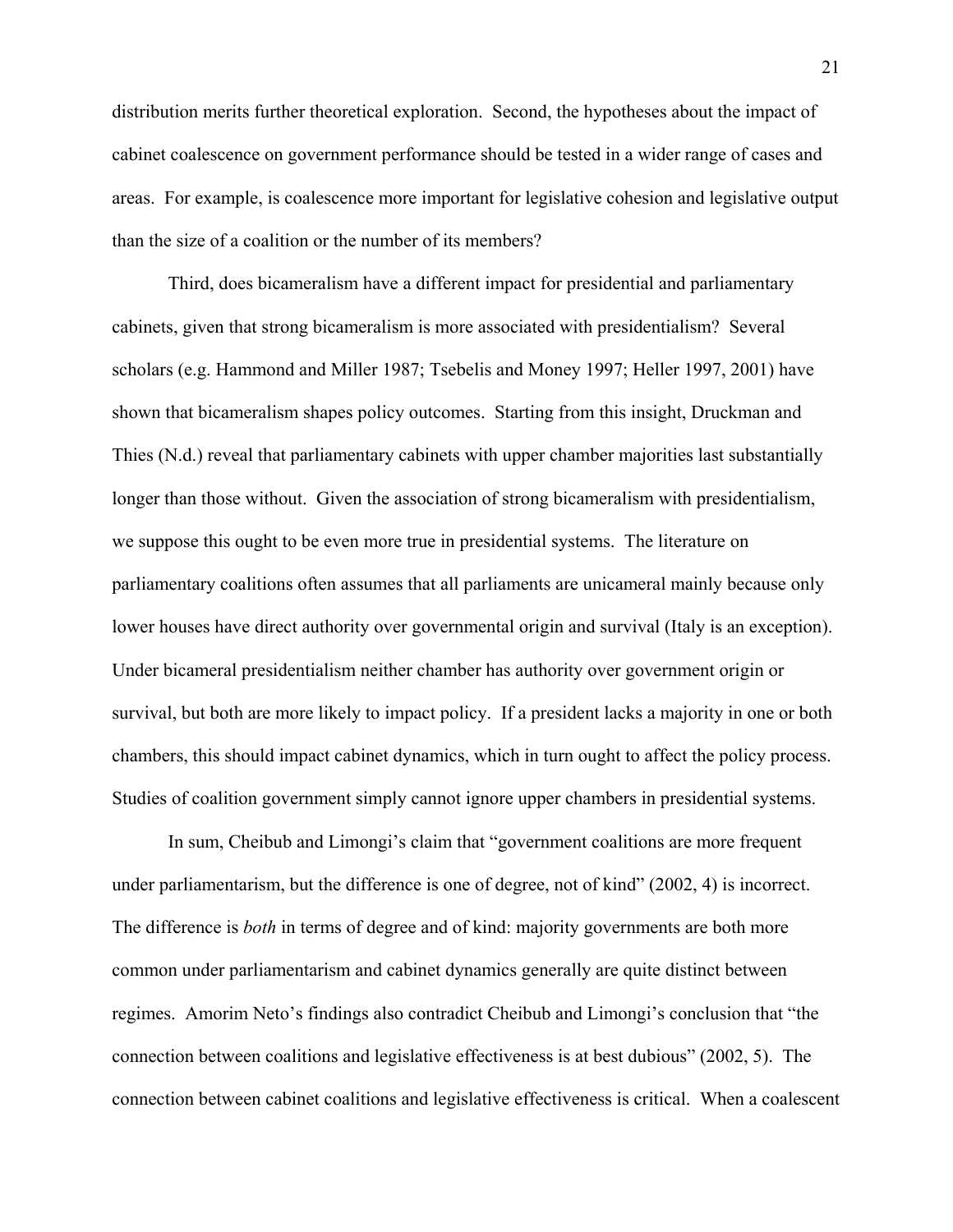distribution merits further theoretical exploration. Second, the hypotheses about the impact of cabinet coalescence on government performance should be tested in a wider range of cases and areas. For example, is coalescence more important for legislative cohesion and legislative output than the size of a coalition or the number of its members?

Third, does bicameralism have a different impact for presidential and parliamentary cabinets, given that strong bicameralism is more associated with presidentialism? Several scholars (e.g. Hammond and Miller 1987; Tsebelis and Money 1997; Heller 1997, 2001) have shown that bicameralism shapes policy outcomes. Starting from this insight, Druckman and Thies (N.d.) reveal that parliamentary cabinets with upper chamber majorities last substantially longer than those without. Given the association of strong bicameralism with presidentialism, we suppose this ought to be even more true in presidential systems. The literature on parliamentary coalitions often assumes that all parliaments are unicameral mainly because only lower houses have direct authority over governmental origin and survival (Italy is an exception). Under bicameral presidentialism neither chamber has authority over government origin or survival, but both are more likely to impact policy. If a president lacks a majority in one or both chambers, this should impact cabinet dynamics, which in turn ought to affect the policy process. Studies of coalition government simply cannot ignore upper chambers in presidential systems.

In sum, Cheibub and Limongi's claim that "government coalitions are more frequent under parliamentarism, but the difference is one of degree, not of kind" (2002, 4) is incorrect. The difference is *both* in terms of degree and of kind: majority governments are both more common under parliamentarism and cabinet dynamics generally are quite distinct between regimes. Amorim Neto's findings also contradict Cheibub and Limongi's conclusion that "the connection between coalitions and legislative effectiveness is at best dubious" (2002, 5). The connection between cabinet coalitions and legislative effectiveness is critical. When a coalescent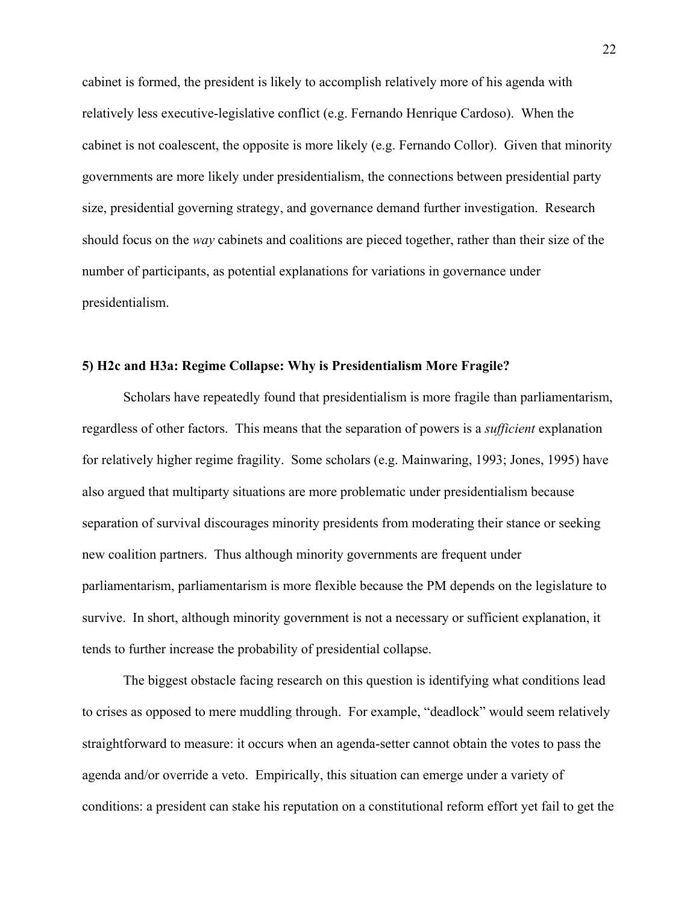cabinet is formed, the president is likely to accomplish relatively more of his agenda with relatively less executive-legislative conflict (e.g. Fernando Henrique Cardoso). When the cabinet is not coalescent, the opposite is more likely (e.g. Fernando Collor). Given that minority governments are more likely under presidentialism, the connections between presidential party size, presidential governing strategy, and governance demand further investigation. Research should focus on the *way* cabinets and coalitions are pieced together, rather than their size of the number of participants, as potential explanations for variations in governance under presidentialism.

### 5) H2c and H3a: Regime Collapse: Why is Presidentialism More Fragile?

Scholars have repeatedly found that presidentialism is more fragile than parliamentarism, regardless of other factors. This means that the separation of powers is a *sufficient* explanation for relatively higher regime fragility. Some scholars (e.g. Mainwaring, 1993; Jones, 1995) have also argued that multiparty situations are more problematic under presidentialism because separation of survival discourages minority presidents from moderating their stance or seeking new coalition partners. Thus although minority governments are frequent under parliamentarism, parliamentarism is more flexible because the PM depends on the legislature to survive. In short, although minority government is not a necessary or sufficient explanation, it tends to further increase the probability of presidential collapse.

The biggest obstacle facing research on this question is identifying what conditions lead to crises as opposed to mere muddling through. For example, "deadlock" would seem relatively straightforward to measure: it occurs when an agenda-setter cannot obtain the votes to pass the agenda and/or override a veto. Empirically, this situation can emerge under a variety of conditions: a president can stake his reputation on a constitutional reform effort yet fail to get the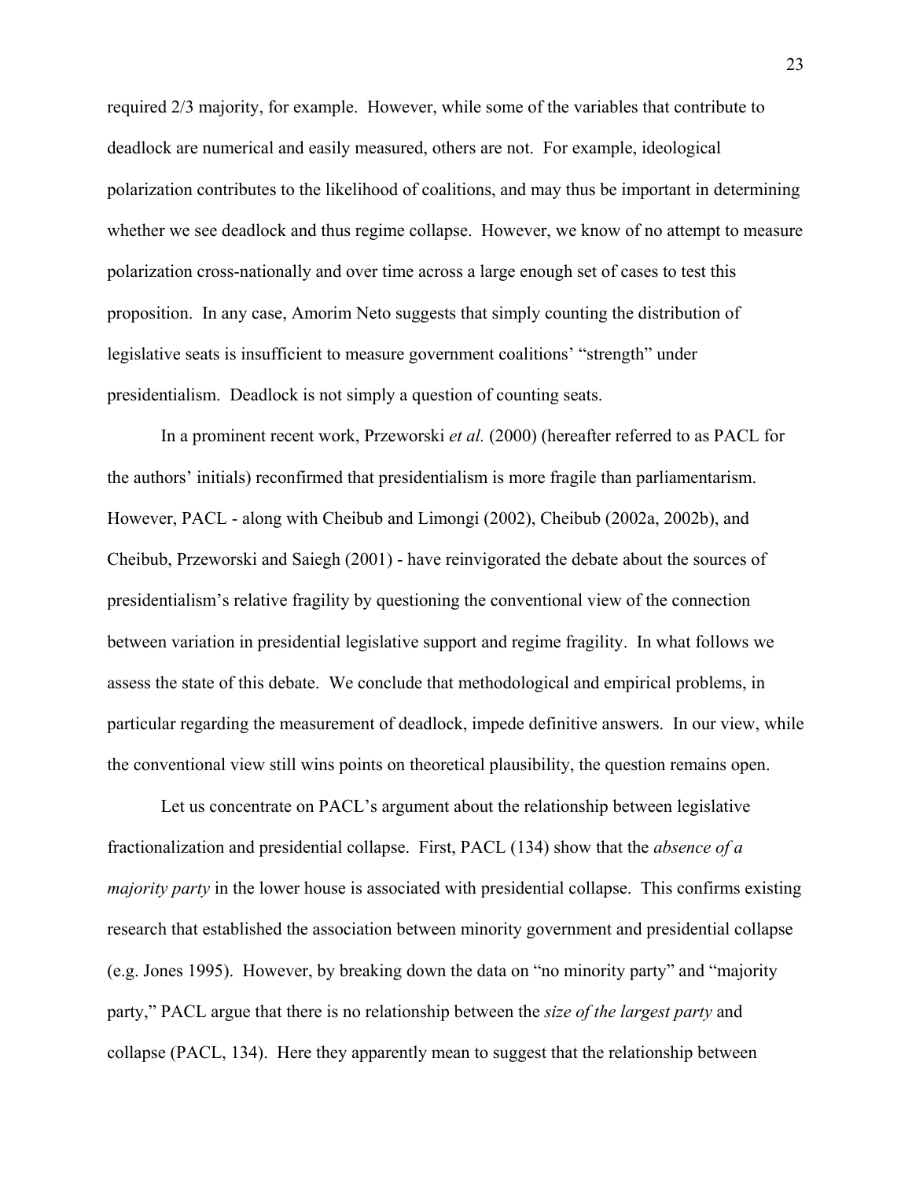required 2/3 majority, for example. However, while some of the variables that contribute to deadlock are numerical and easily measured, others are not. For example, ideological polarization contributes to the likelihood of coalitions, and may thus be important in determining whether we see deadlock and thus regime collapse. However, we know of no attempt to measure polarization cross-nationally and over time across a large enough set of cases to test this proposition. In any case, Amorim Neto suggests that simply counting the distribution of legislative seats is insufficient to measure government coalitions' "strength" under presidentialism. Deadlock is not simply a question of counting seats.

In a prominent recent work, Przeworski *et al.* (2000) (hereafter referred to as PACL for the authors' initials) reconfirmed that presidentialism is more fragile than parliamentarism. However, PACL - along with Cheibub and Limongi (2002), Cheibub (2002a, 2002b), and Cheibub, Przeworski and Saiegh (2001) - have reinvigorated the debate about the sources of presidentialism's relative fragility by questioning the conventional view of the connection between variation in presidential legislative support and regime fragility. In what follows we assess the state of this debate. We conclude that methodological and empirical problems, in particular regarding the measurement of deadlock, impede definitive answers. In our view, while the conventional view still wins points on theoretical plausibility, the question remains open.

Let us concentrate on PACL's argument about the relationship between legislative fractionalization and presidential collapse. First, PACL (134) show that the *absence of a majority party* in the lower house is associated with presidential collapse. This confirms existing research that established the association between minority government and presidential collapse (e.g. Jones 1995). However, by breaking down the data on "no minority party" and "majority party," PACL argue that there is no relationship between the *size of the largest party* and collapse (PACL, 134). Here they apparently mean to suggest that the relationship between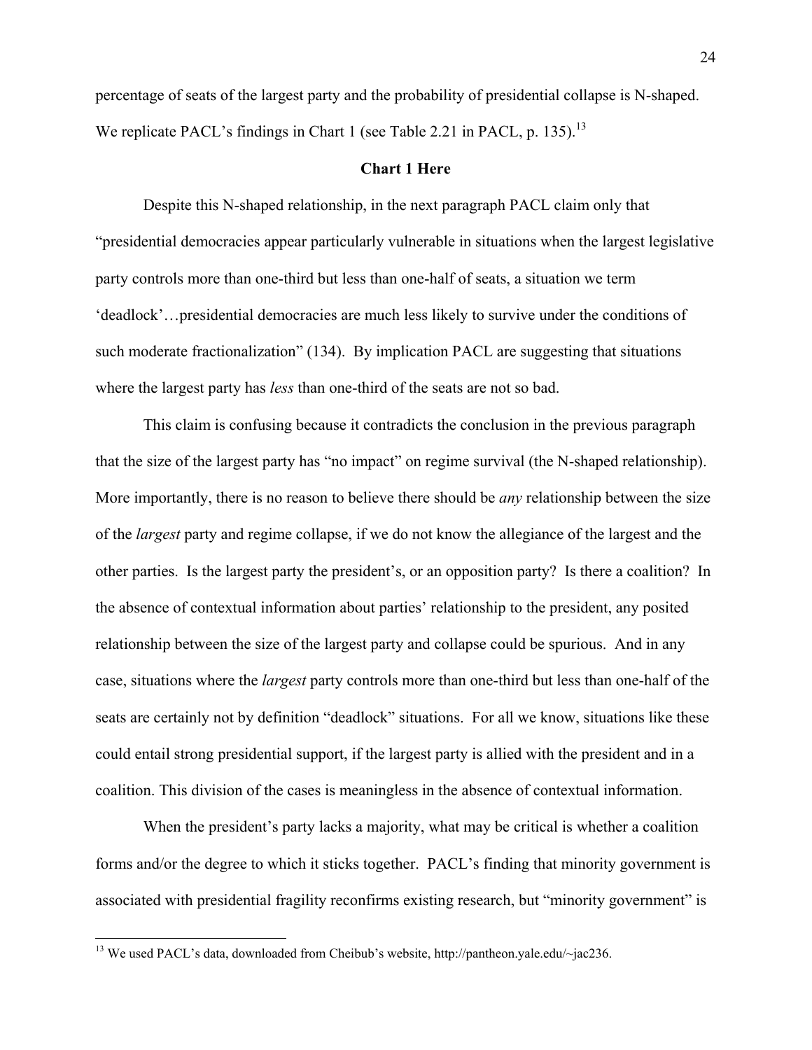percentage of seats of the largest party and the probability of presidential collapse is N-shaped. We replicate PACL's findings in Chart 1 (see Table 2.21 in PACL, p. 135).[13]

**Chart 1 Here**

Despite this N-shaped relationship, in the next paragraph PACL claim only that "presidential democracies appear particularly vulnerable in situations when the largest legislative party controls more than one-third but less than one-half of seats, a situation we term 'deadlock'…presidential democracies are much less likely to survive under the conditions of such moderate fractionalization" (134). By implication PACL are suggesting that situations where the largest party has *less* than one-third of the seats are not so bad.

This claim is confusing because it contradicts the conclusion in the previous paragraph that the size of the largest party has "no impact" on regime survival (the N-shaped relationship). More importantly, there is no reason to believe there should be *any* relationship between the size of the *largest* party and regime collapse, if we do not know the allegiance of the largest and the other parties. Is the largest party the president's, or an opposition party? Is there a coalition? In the absence of contextual information about parties' relationship to the president, any posited relationship between the size of the largest party and collapse could be spurious. And in any case, situations where the *largest* party controls more than one-third but less than one-half of the seats are certainly not by definition "deadlock" situations. For all we know, situations like these could entail strong presidential support, if the largest party is allied with the president and in a coalition. This division of the cases is meaningless in the absence of contextual information.

When the president's party lacks a majority, what may be critical is whether a coalition forms and/or the degree to which it sticks together. PACL's finding that minority government is associated with presidential fragility reconfirms existing research, but "minority government" is

[13] We used PACL's data, downloaded from Cheibub's website, http://pantheon.yale.edu/~jac236.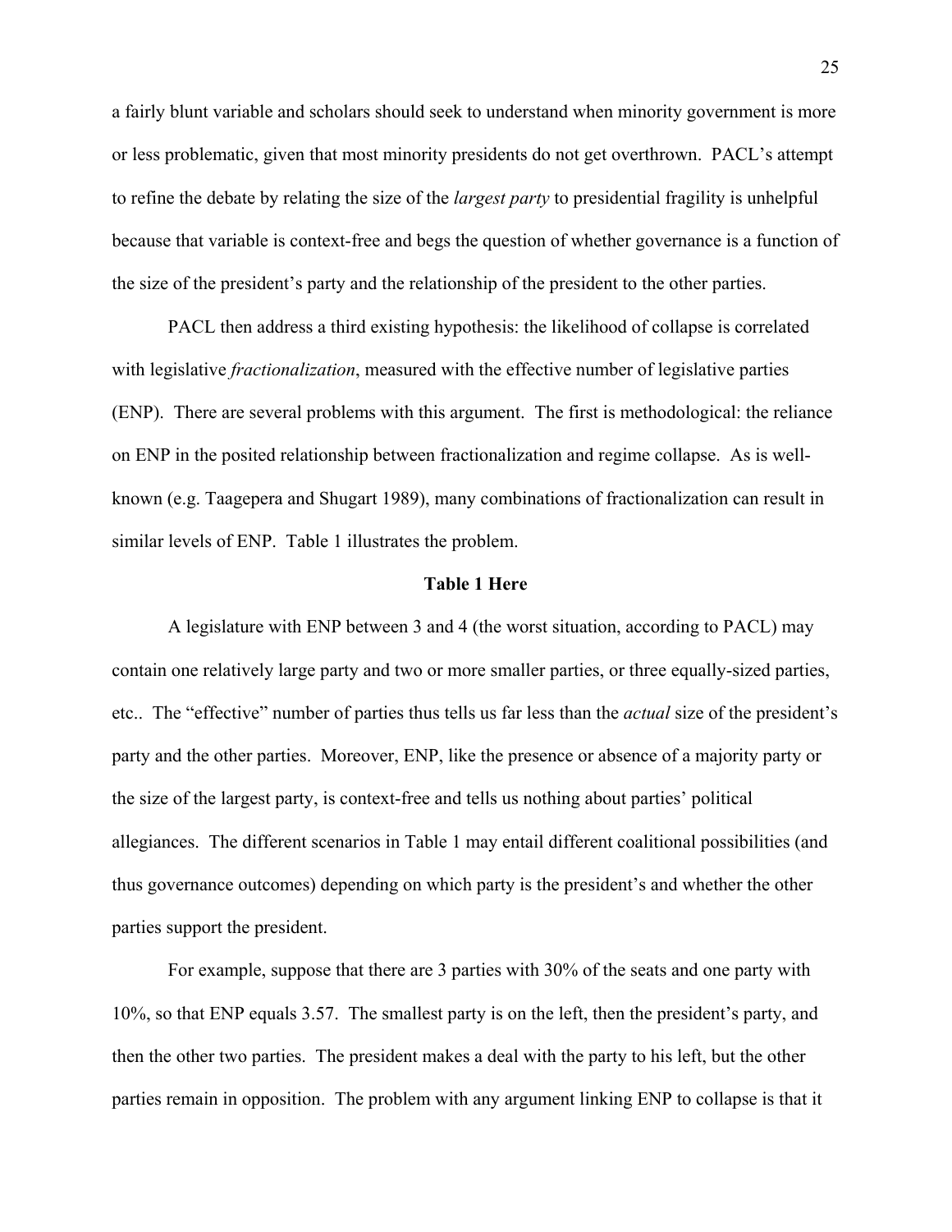a fairly blunt variable and scholars should seek to understand when minority government is more or less problematic, given that most minority presidents do not get overthrown. PACL's attempt to refine the debate by relating the size of the *largest party* to presidential fragility is unhelpful because that variable is context-free and begs the question of whether governance is a function of the size of the president's party and the relationship of the president to the other parties.

PACL then address a third existing hypothesis: the likelihood of collapse is correlated with legislative *fractionalization*, measured with the effective number of legislative parties (ENP). There are several problems with this argument. The first is methodological: the reliance on ENP in the posited relationship between fractionalization and regime collapse. As is well-known (e.g. Taagepera and Shugart 1989), many combinations of fractionalization can result in similar levels of ENP. Table 1 illustrates the problem.

**Table 1 Here**

A legislature with ENP between 3 and 4 (the worst situation, according to PACL) may contain one relatively large party and two or more smaller parties, or three equally-sized parties, etc.. The "effective" number of parties thus tells us far less than the *actual* size of the president's party and the other parties. Moreover, ENP, like the presence or absence of a majority party or the size of the largest party, is context-free and tells us nothing about parties' political allegiances. The different scenarios in Table 1 may entail different coalitional possibilities (and thus governance outcomes) depending on which party is the president's and whether the other parties support the president.

For example, suppose that there are 3 parties with 30% of the seats and one party with 10%, so that ENP equals 3.57. The smallest party is on the left, then the president's party, and then the other two parties. The president makes a deal with the party to his left, but the other parties remain in opposition. The problem with any argument linking ENP to collapse is that it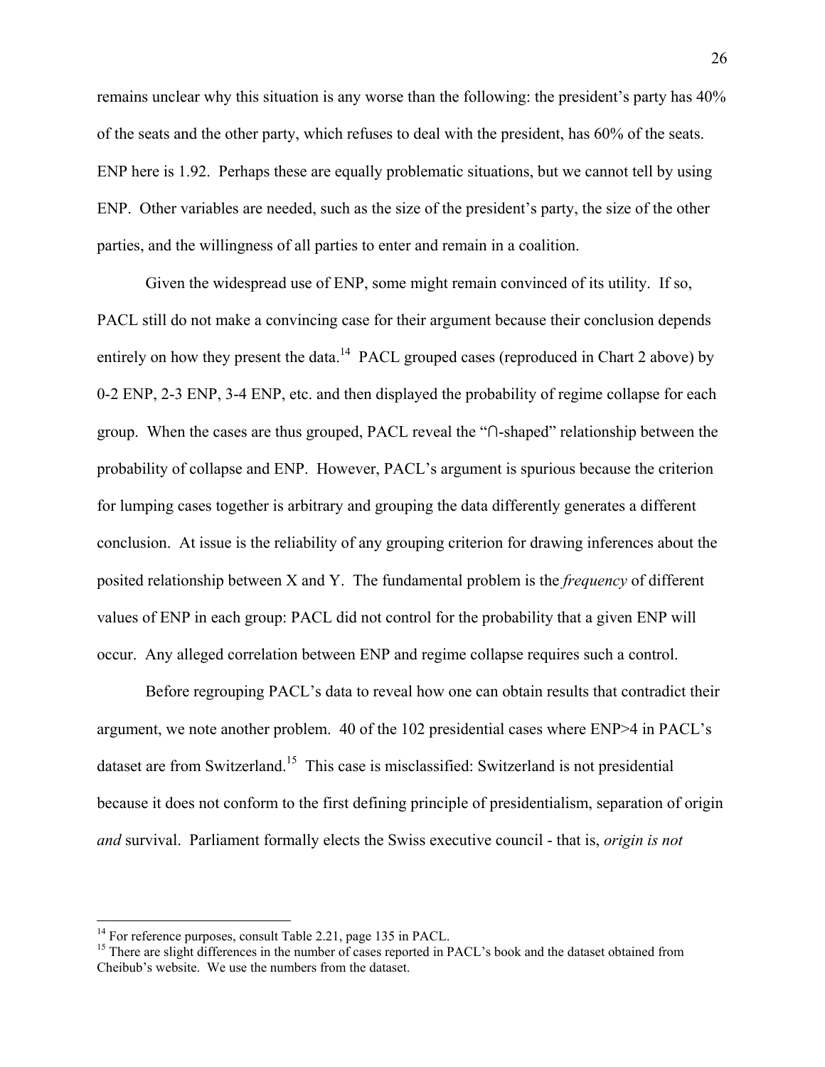remains unclear why this situation is any worse than the following: the president's party has 40% of the seats and the other party, which refuses to deal with the president, has 60% of the seats. ENP here is 1.92. Perhaps these are equally problematic situations, but we cannot tell by using ENP. Other variables are needed, such as the size of the president's party, the size of the other parties, and the willingness of all parties to enter and remain in a coalition.

Given the widespread use of ENP, some might remain convinced of its utility. If so, PACL still do not make a convincing case for their argument because their conclusion depends entirely on how they present the data.[14] PACL grouped cases (reproduced in Chart 2 above) by 0-2 ENP, 2-3 ENP, 3-4 ENP, etc. and then displayed the probability of regime collapse for each group. When the cases are thus grouped, PACL reveal the "∩-shaped" relationship between the probability of collapse and ENP. However, PACL's argument is spurious because the criterion for lumping cases together is arbitrary and grouping the data differently generates a different conclusion. At issue is the reliability of any grouping criterion for drawing inferences about the posited relationship between X and Y. The fundamental problem is the *frequency* of different values of ENP in each group: PACL did not control for the probability that a given ENP will occur. Any alleged correlation between ENP and regime collapse requires such a control.

Before regrouping PACL's data to reveal how one can obtain results that contradict their argument, we note another problem. 40 of the 102 presidential cases where ENP>4 in PACL's dataset are from Switzerland.[15] This case is misclassified: Switzerland is not presidential because it does not conform to the first defining principle of presidentialism, separation of origin *and* survival. Parliament formally elects the Swiss executive council - that is, *origin is not*

[14] For reference purposes, consult Table 2.21, page 135 in PACL.

[15] There are slight differences in the number of cases reported in PACL's book and the dataset obtained from Cheibub's website. We use the numbers from the dataset.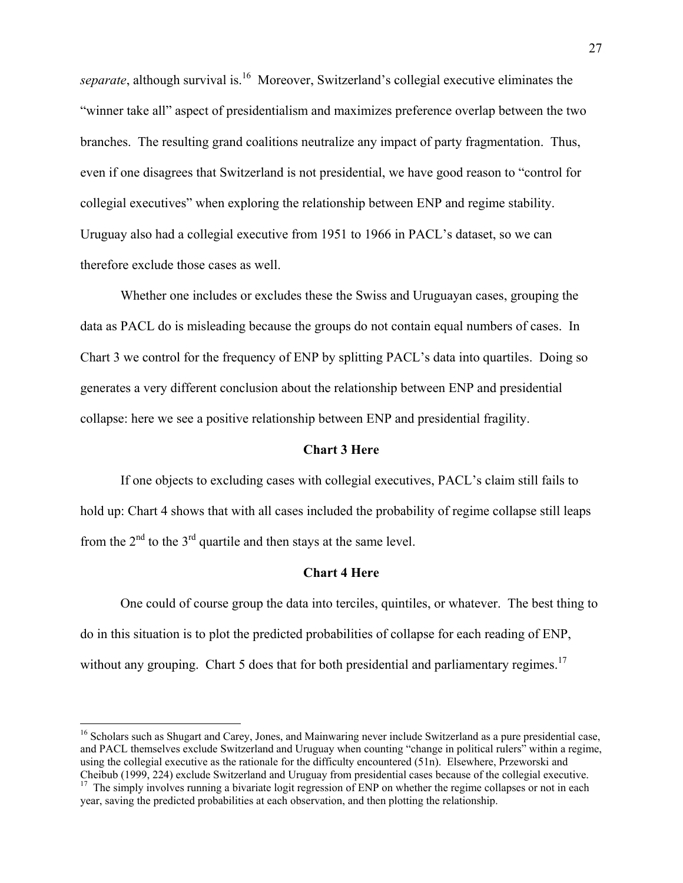*separate*, although survival is.[16] Moreover, Switzerland's collegial executive eliminates the "winner take all" aspect of presidentialism and maximizes preference overlap between the two branches. The resulting grand coalitions neutralize any impact of party fragmentation. Thus, even if one disagrees that Switzerland is not presidential, we have good reason to "control for collegial executives" when exploring the relationship between ENP and regime stability. Uruguay also had a collegial executive from 1951 to 1966 in PACL's dataset, so we can therefore exclude those cases as well.

Whether one includes or excludes these the Swiss and Uruguayan cases, grouping the data as PACL do is misleading because the groups do not contain equal numbers of cases. In Chart 3 we control for the frequency of ENP by splitting PACL's data into quartiles. Doing so generates a very different conclusion about the relationship between ENP and presidential collapse: here we see a positive relationship between ENP and presidential fragility.

**Chart 3 Here**

If one objects to excluding cases with collegial executives, PACL's claim still fails to hold up: Chart 4 shows that with all cases included the probability of regime collapse still leaps from the 2nd to the 3rd quartile and then stays at the same level.

**Chart 4 Here**

One could of course group the data into terciles, quintiles, or whatever. The best thing to do in this situation is to plot the predicted probabilities of collapse for each reading of ENP, without any grouping. Chart 5 does that for both presidential and parliamentary regimes.[17]

---

[16] Scholars such as Shugart and Carey, Jones, and Mainwaring never include Switzerland as a pure presidential case, and PACL themselves exclude Switzerland and Uruguay when counting "change in political rulers" within a regime, using the collegial executive as the rationale for the difficulty encountered (51n). Elsewhere, Przeworski and Cheibub (1999, 224) exclude Switzerland and Uruguay from presidential cases because of the collegial executive.

[17] The simply involves running a bivariate logit regression of ENP on whether the regime collapses or not in each year, saving the predicted probabilities at each observation, and then plotting the relationship.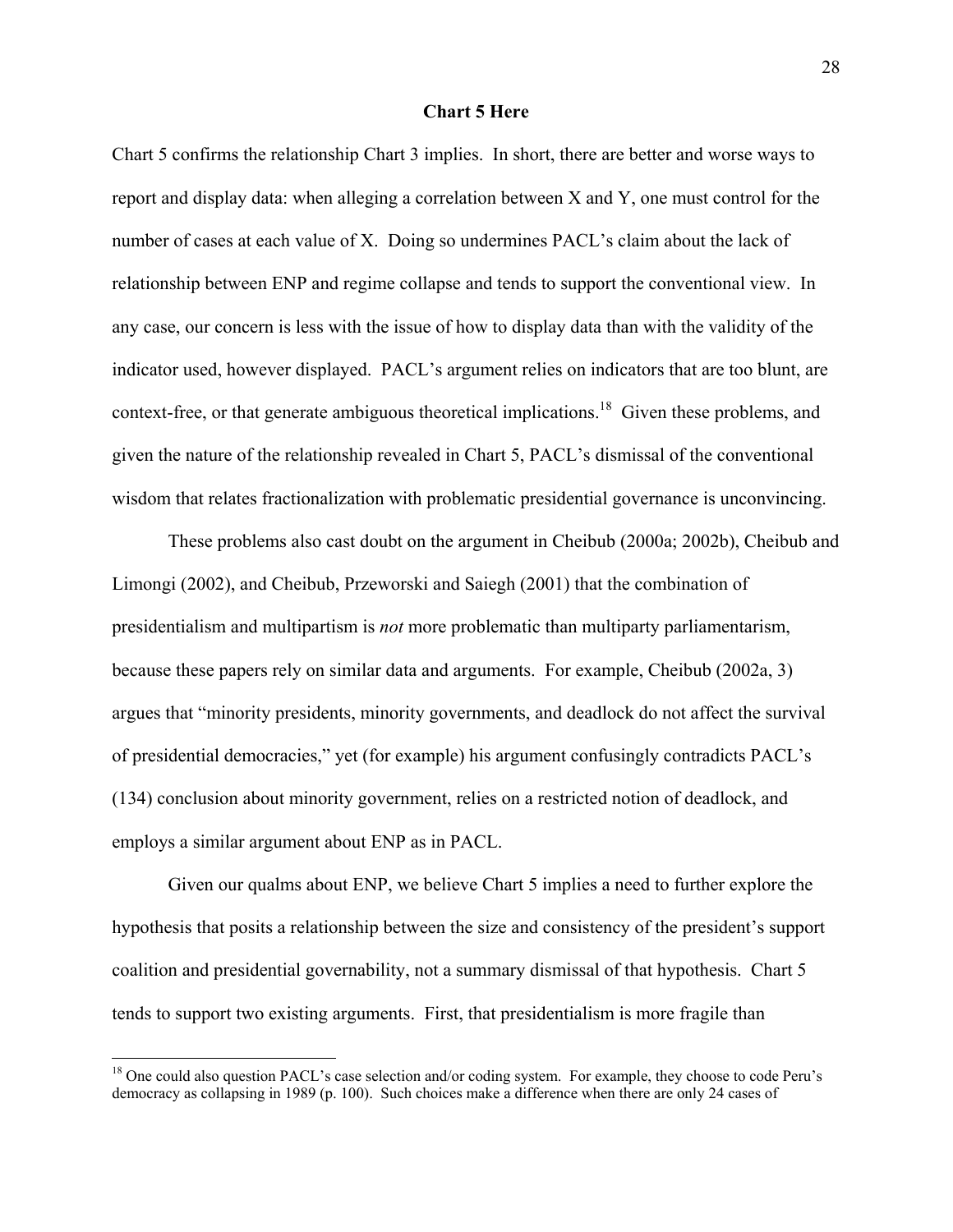**Chart 5 Here**

Chart 5 confirms the relationship Chart 3 implies. In short, there are better and worse ways to report and display data: when alleging a correlation between X and Y, one must control for the number of cases at each value of X. Doing so undermines PACL's claim about the lack of relationship between ENP and regime collapse and tends to support the conventional view. In any case, our concern is less with the issue of how to display data than with the validity of the indicator used, however displayed. PACL's argument relies on indicators that are too blunt, are context-free, or that generate ambiguous theoretical implications.[18] Given these problems, and given the nature of the relationship revealed in Chart 5, PACL's dismissal of the conventional wisdom that relates fractionalization with problematic presidential governance is unconvincing.

These problems also cast doubt on the argument in Cheibub (2000a; 2002b), Cheibub and Limongi (2002), and Cheibub, Przeworski and Saiegh (2001) that the combination of presidentialism and multipartism is *not* more problematic than multiparty parliamentarism, because these papers rely on similar data and arguments. For example, Cheibub (2002a, 3) argues that "minority presidents, minority governments, and deadlock do not affect the survival of presidential democracies," yet (for example) his argument confusingly contradicts PACL's (134) conclusion about minority government, relies on a restricted notion of deadlock, and employs a similar argument about ENP as in PACL.

Given our qualms about ENP, we believe Chart 5 implies a need to further explore the hypothesis that posits a relationship between the size and consistency of the president's support coalition and presidential governability, not a summary dismissal of that hypothesis. Chart 5 tends to support two existing arguments. First, that presidentialism is more fragile than

[18] One could also question PACL's case selection and/or coding system. For example, they choose to code Peru's democracy as collapsing in 1989 (p. 100). Such choices make a difference when there are only 24 cases of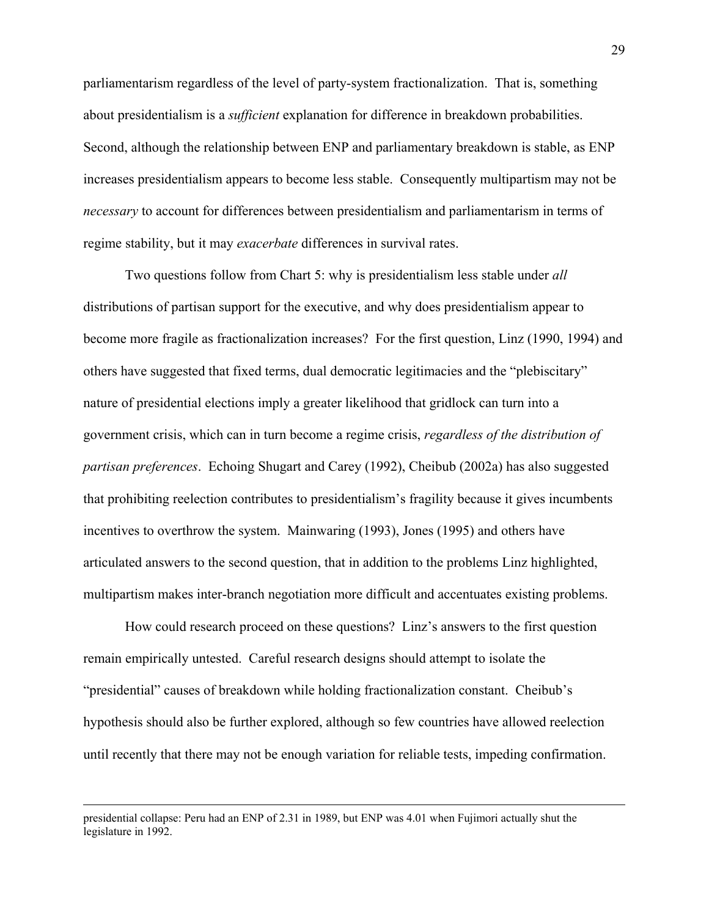parliamentarism regardless of the level of party-system fractionalization. That is, something about presidentialism is a *sufficient* explanation for difference in breakdown probabilities. Second, although the relationship between ENP and parliamentary breakdown is stable, as ENP increases presidentialism appears to become less stable. Consequently multipartism may not be *necessary* to account for differences between presidentialism and parliamentarism in terms of regime stability, but it may *exacerbate* differences in survival rates.

Two questions follow from Chart 5: why is presidentialism less stable under *all* distributions of partisan support for the executive, and why does presidentialism appear to become more fragile as fractionalization increases? For the first question, Linz (1990, 1994) and others have suggested that fixed terms, dual democratic legitimacies and the "plebiscitary" nature of presidential elections imply a greater likelihood that gridlock can turn into a government crisis, which can in turn become a regime crisis, *regardless of the distribution of partisan preferences*. Echoing Shugart and Carey (1992), Cheibub (2002a) has also suggested that prohibiting reelection contributes to presidentialism's fragility because it gives incumbents incentives to overthrow the system. Mainwaring (1993), Jones (1995) and others have articulated answers to the second question, that in addition to the problems Linz highlighted, multipartism makes inter-branch negotiation more difficult and accentuates existing problems.

How could research proceed on these questions? Linz's answers to the first question remain empirically untested. Careful research designs should attempt to isolate the "presidential" causes of breakdown while holding fractionalization constant. Cheibub's hypothesis should also be further explored, although so few countries have allowed reelection until recently that there may not be enough variation for reliable tests, impeding confirmation.

---

presidential collapse: Peru had an ENP of 2.31 in 1989, but ENP was 4.01 when Fujimori actually shut the legislature in 1992.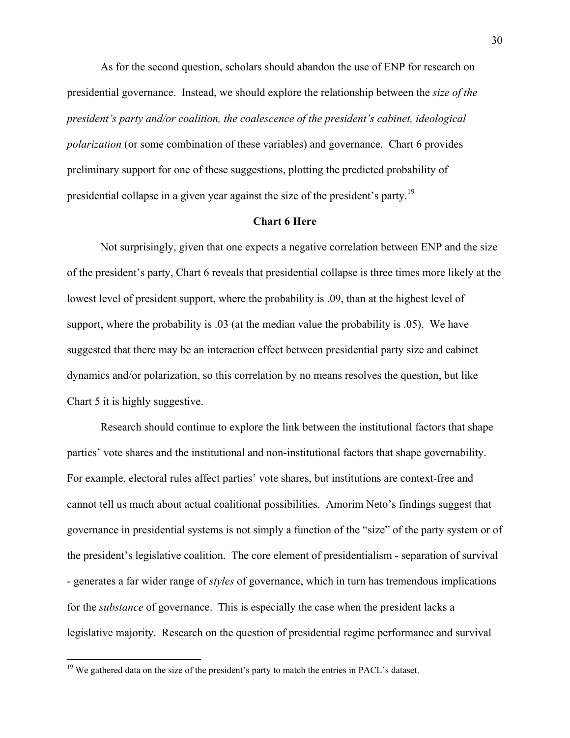As for the second question, scholars should abandon the use of ENP for research on presidential governance. Instead, we should explore the relationship between the *size of the president's party and/or coalition, the coalescence of the president's cabinet, ideological polarization* (or some combination of these variables) and governance. Chart 6 provides preliminary support for one of these suggestions, plotting the predicted probability of presidential collapse in a given year against the size of the president's party.[19]

**Chart 6 Here**

Not surprisingly, given that one expects a negative correlation between ENP and the size of the president's party, Chart 6 reveals that presidential collapse is three times more likely at the lowest level of president support, where the probability is .09, than at the highest level of support, where the probability is .03 (at the median value the probability is .05). We have suggested that there may be an interaction effect between presidential party size and cabinet dynamics and/or polarization, so this correlation by no means resolves the question, but like Chart 5 it is highly suggestive.

Research should continue to explore the link between the institutional factors that shape parties' vote shares and the institutional and non-institutional factors that shape governability. For example, electoral rules affect parties' vote shares, but institutions are context-free and cannot tell us much about actual coalitional possibilities. Amorim Neto's findings suggest that governance in presidential systems is not simply a function of the "size" of the party system or of the president's legislative coalition. The core element of presidentialism - separation of survival - generates a far wider range of *styles* of governance, which in turn has tremendous implications for the *substance* of governance. This is especially the case when the president lacks a legislative majority. Research on the question of presidential regime performance and survival

[19] We gathered data on the size of the president's party to match the entries in PACL's dataset.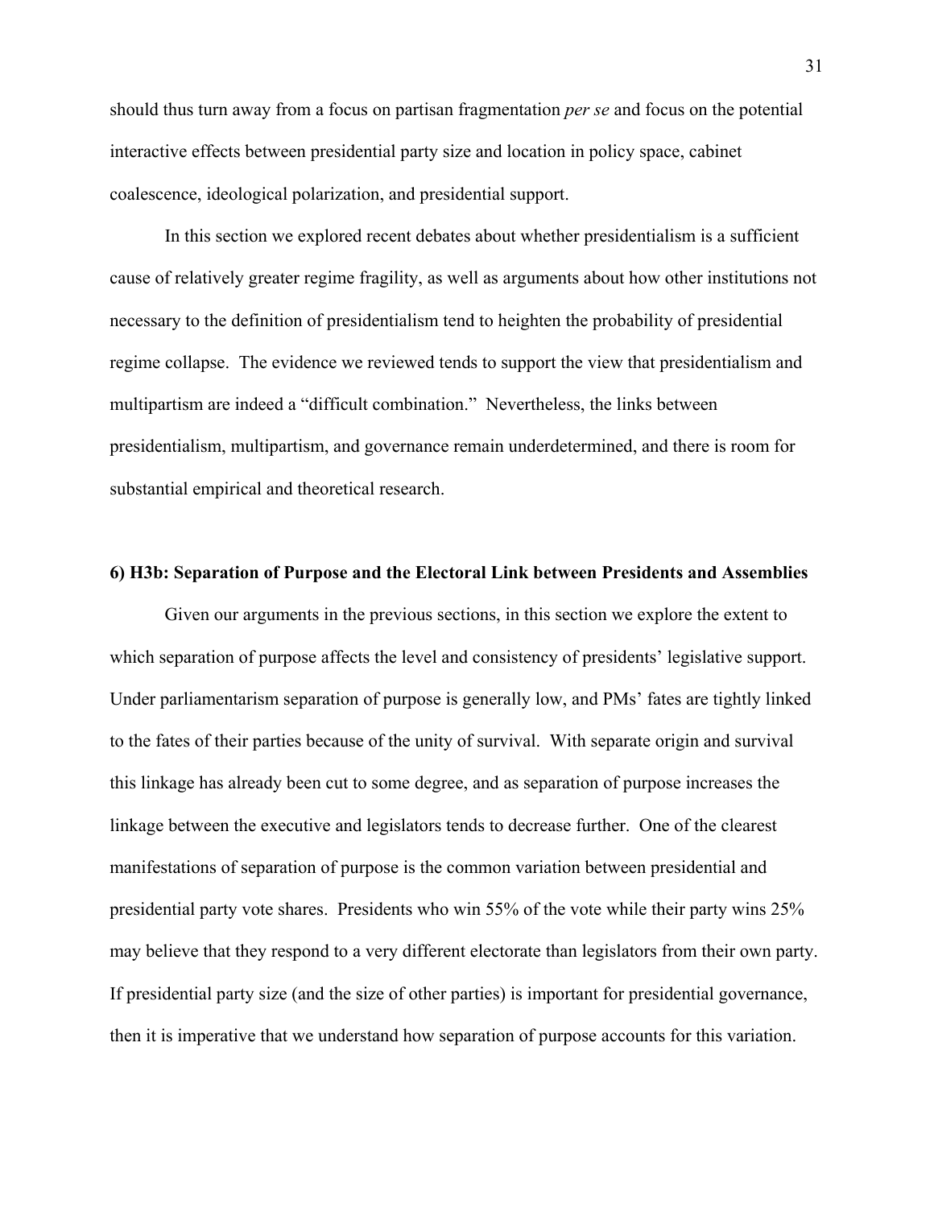should thus turn away from a focus on partisan fragmentation *per se* and focus on the potential interactive effects between presidential party size and location in policy space, cabinet coalescence, ideological polarization, and presidential support.

In this section we explored recent debates about whether presidentialism is a sufficient cause of relatively greater regime fragility, as well as arguments about how other institutions not necessary to the definition of presidentialism tend to heighten the probability of presidential regime collapse. The evidence we reviewed tends to support the view that presidentialism and multipartism are indeed a "difficult combination." Nevertheless, the links between presidentialism, multipartism, and governance remain underdetermined, and there is room for substantial empirical and theoretical research.

### 6) H3b: Separation of Purpose and the Electoral Link between Presidents and Assemblies

Given our arguments in the previous sections, in this section we explore the extent to which separation of purpose affects the level and consistency of presidents' legislative support. Under parliamentarism separation of purpose is generally low, and PMs' fates are tightly linked to the fates of their parties because of the unity of survival. With separate origin and survival this linkage has already been cut to some degree, and as separation of purpose increases the linkage between the executive and legislators tends to decrease further. One of the clearest manifestations of separation of purpose is the common variation between presidential and presidential party vote shares. Presidents who win 55% of the vote while their party wins 25% may believe that they respond to a very different electorate than legislators from their own party. If presidential party size (and the size of other parties) is important for presidential governance, then it is imperative that we understand how separation of purpose accounts for this variation.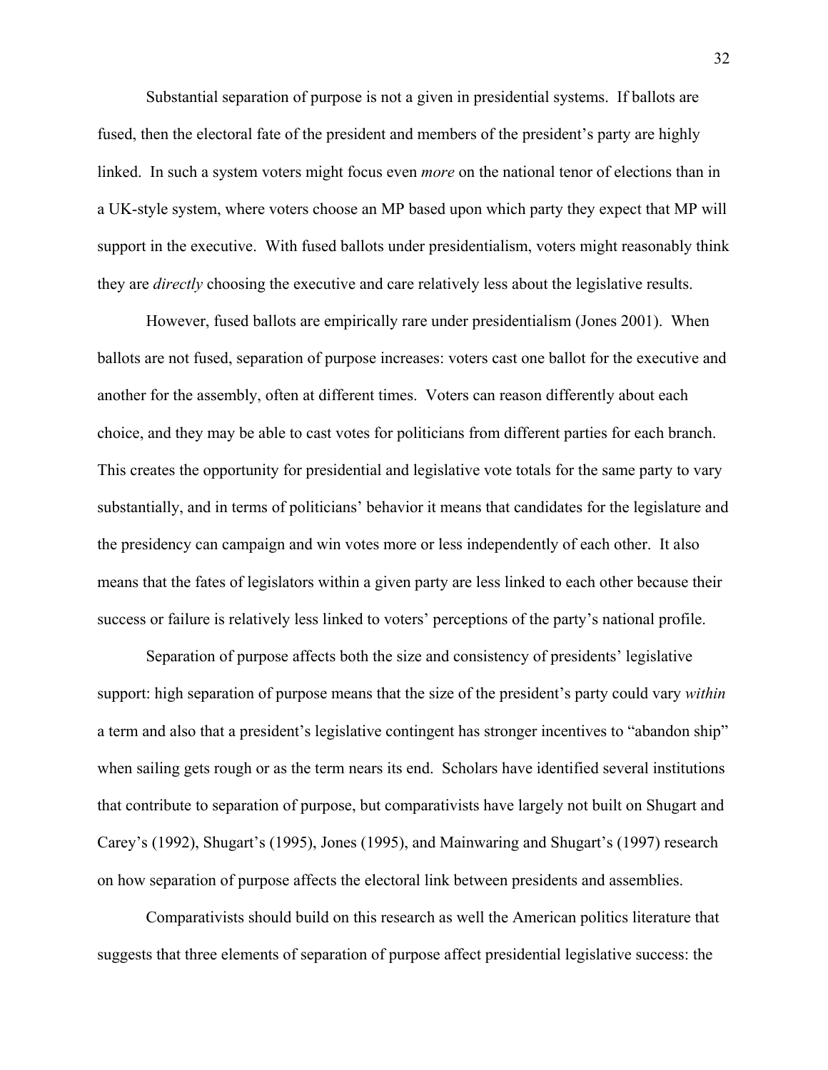Substantial separation of purpose is not a given in presidential systems. If ballots are fused, then the electoral fate of the president and members of the president's party are highly linked. In such a system voters might focus even *more* on the national tenor of elections than in a UK-style system, where voters choose an MP based upon which party they expect that MP will support in the executive. With fused ballots under presidentialism, voters might reasonably think they are *directly* choosing the executive and care relatively less about the legislative results.

However, fused ballots are empirically rare under presidentialism (Jones 2001). When ballots are not fused, separation of purpose increases: voters cast one ballot for the executive and another for the assembly, often at different times. Voters can reason differently about each choice, and they may be able to cast votes for politicians from different parties for each branch. This creates the opportunity for presidential and legislative vote totals for the same party to vary substantially, and in terms of politicians' behavior it means that candidates for the legislature and the presidency can campaign and win votes more or less independently of each other. It also means that the fates of legislators within a given party are less linked to each other because their success or failure is relatively less linked to voters' perceptions of the party's national profile.

Separation of purpose affects both the size and consistency of presidents' legislative support: high separation of purpose means that the size of the president's party could vary *within* a term and also that a president's legislative contingent has stronger incentives to "abandon ship" when sailing gets rough or as the term nears its end. Scholars have identified several institutions that contribute to separation of purpose, but comparativists have largely not built on Shugart and Carey's (1992), Shugart's (1995), Jones (1995), and Mainwaring and Shugart's (1997) research on how separation of purpose affects the electoral link between presidents and assemblies.

Comparativists should build on this research as well the American politics literature that suggests that three elements of separation of purpose affect presidential legislative success: the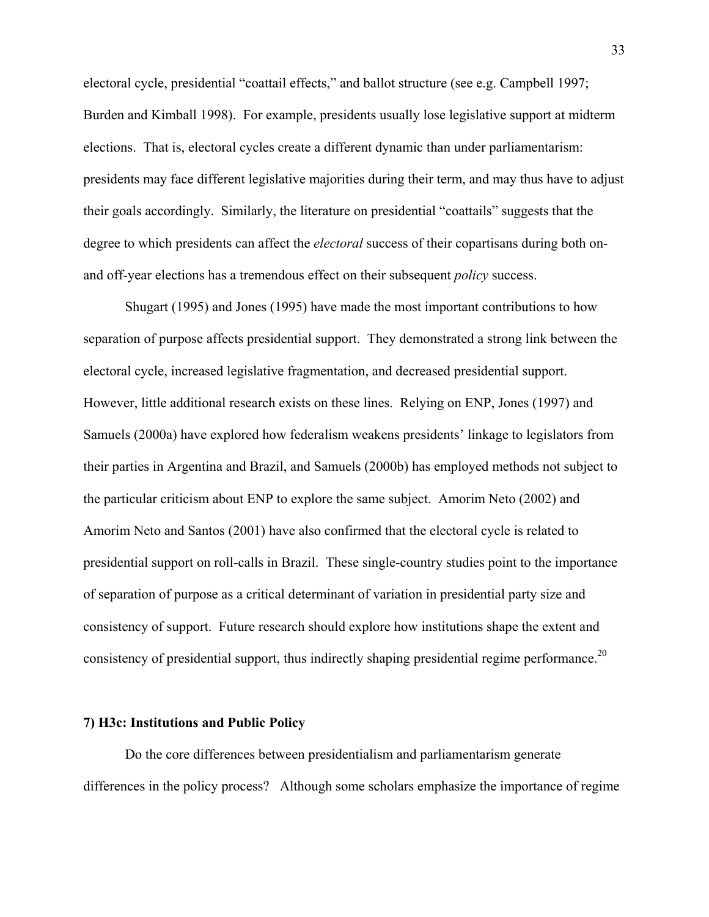electoral cycle, presidential "coattail effects," and ballot structure (see e.g. Campbell 1997; Burden and Kimball 1998). For example, presidents usually lose legislative support at midterm elections. That is, electoral cycles create a different dynamic than under parliamentarism: presidents may face different legislative majorities during their term, and may thus have to adjust their goals accordingly. Similarly, the literature on presidential "coattails" suggests that the degree to which presidents can affect the *electoral* success of their copartisans during both on- and off-year elections has a tremendous effect on their subsequent *policy* success.

Shugart (1995) and Jones (1995) have made the most important contributions to how separation of purpose affects presidential support. They demonstrated a strong link between the electoral cycle, increased legislative fragmentation, and decreased presidential support. However, little additional research exists on these lines. Relying on ENP, Jones (1997) and Samuels (2000a) have explored how federalism weakens presidents' linkage to legislators from their parties in Argentina and Brazil, and Samuels (2000b) has employed methods not subject to the particular criticism about ENP to explore the same subject. Amorim Neto (2002) and Amorim Neto and Santos (2001) have also confirmed that the electoral cycle is related to presidential support on roll-calls in Brazil. These single-country studies point to the importance of separation of purpose as a critical determinant of variation in presidential party size and consistency of support. Future research should explore how institutions shape the extent and consistency of presidential support, thus indirectly shaping presidential regime performance.[20]

**7) H3c: Institutions and Public Policy**

Do the core differences between presidentialism and parliamentarism generate differences in the policy process? Although some scholars emphasize the importance of regime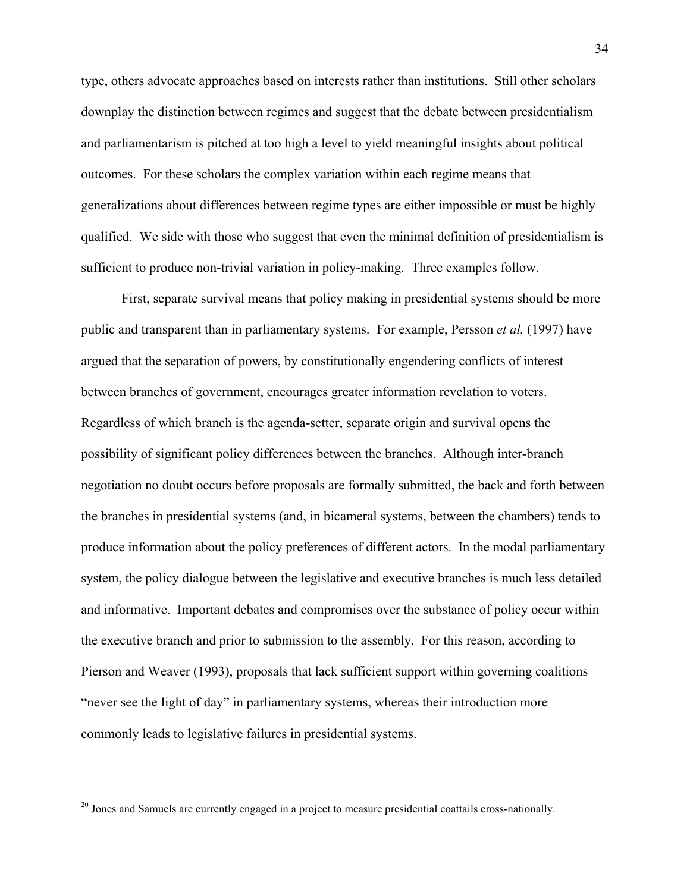type, others advocate approaches based on interests rather than institutions. Still other scholars downplay the distinction between regimes and suggest that the debate between presidentialism and parliamentarism is pitched at too high a level to yield meaningful insights about political outcomes. For these scholars the complex variation within each regime means that generalizations about differences between regime types are either impossible or must be highly qualified. We side with those who suggest that even the minimal definition of presidentialism is sufficient to produce non-trivial variation in policy-making. Three examples follow.

First, separate survival means that policy making in presidential systems should be more public and transparent than in parliamentary systems. For example, Persson *et al.* (1997) have argued that the separation of powers, by constitutionally engendering conflicts of interest between branches of government, encourages greater information revelation to voters. Regardless of which branch is the agenda-setter, separate origin and survival opens the possibility of significant policy differences between the branches. Although inter-branch negotiation no doubt occurs before proposals are formally submitted, the back and forth between the branches in presidential systems (and, in bicameral systems, between the chambers) tends to produce information about the policy preferences of different actors. In the modal parliamentary system, the policy dialogue between the legislative and executive branches is much less detailed and informative. Important debates and compromises over the substance of policy occur within the executive branch and prior to submission to the assembly. For this reason, according to Pierson and Weaver (1993), proposals that lack sufficient support within governing coalitions "never see the light of day" in parliamentary systems, whereas their introduction more commonly leads to legislative failures in presidential systems.

---

[20] Jones and Samuels are currently engaged in a project to measure presidential coattails cross-nationally.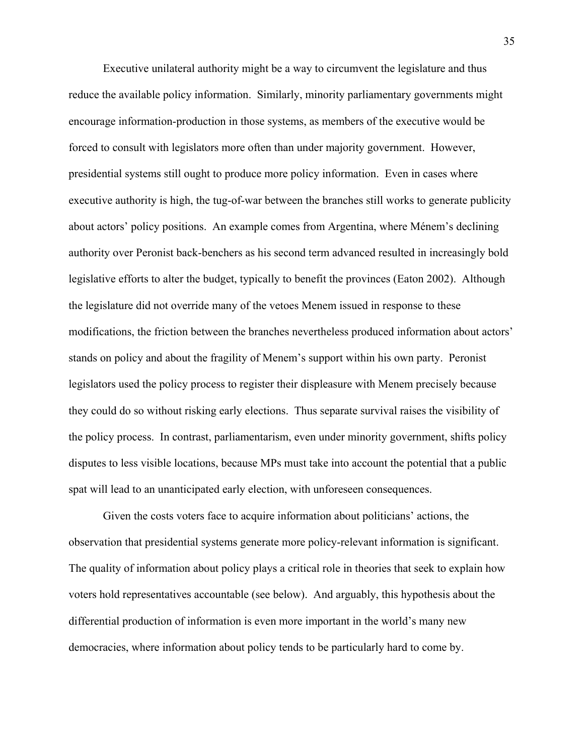Executive unilateral authority might be a way to circumvent the legislature and thus reduce the available policy information. Similarly, minority parliamentary governments might encourage information-production in those systems, as members of the executive would be forced to consult with legislators more often than under majority government. However, presidential systems still ought to produce more policy information. Even in cases where executive authority is high, the tug-of-war between the branches still works to generate publicity about actors' policy positions. An example comes from Argentina, where Ménem's declining authority over Peronist back-benchers as his second term advanced resulted in increasingly bold legislative efforts to alter the budget, typically to benefit the provinces (Eaton 2002). Although the legislature did not override many of the vetoes Menem issued in response to these modifications, the friction between the branches nevertheless produced information about actors' stands on policy and about the fragility of Menem's support within his own party. Peronist legislators used the policy process to register their displeasure with Menem precisely because they could do so without risking early elections. Thus separate survival raises the visibility of the policy process. In contrast, parliamentarism, even under minority government, shifts policy disputes to less visible locations, because MPs must take into account the potential that a public spat will lead to an unanticipated early election, with unforeseen consequences.

Given the costs voters face to acquire information about politicians' actions, the observation that presidential systems generate more policy-relevant information is significant. The quality of information about policy plays a critical role in theories that seek to explain how voters hold representatives accountable (see below). And arguably, this hypothesis about the differential production of information is even more important in the world's many new democracies, where information about policy tends to be particularly hard to come by.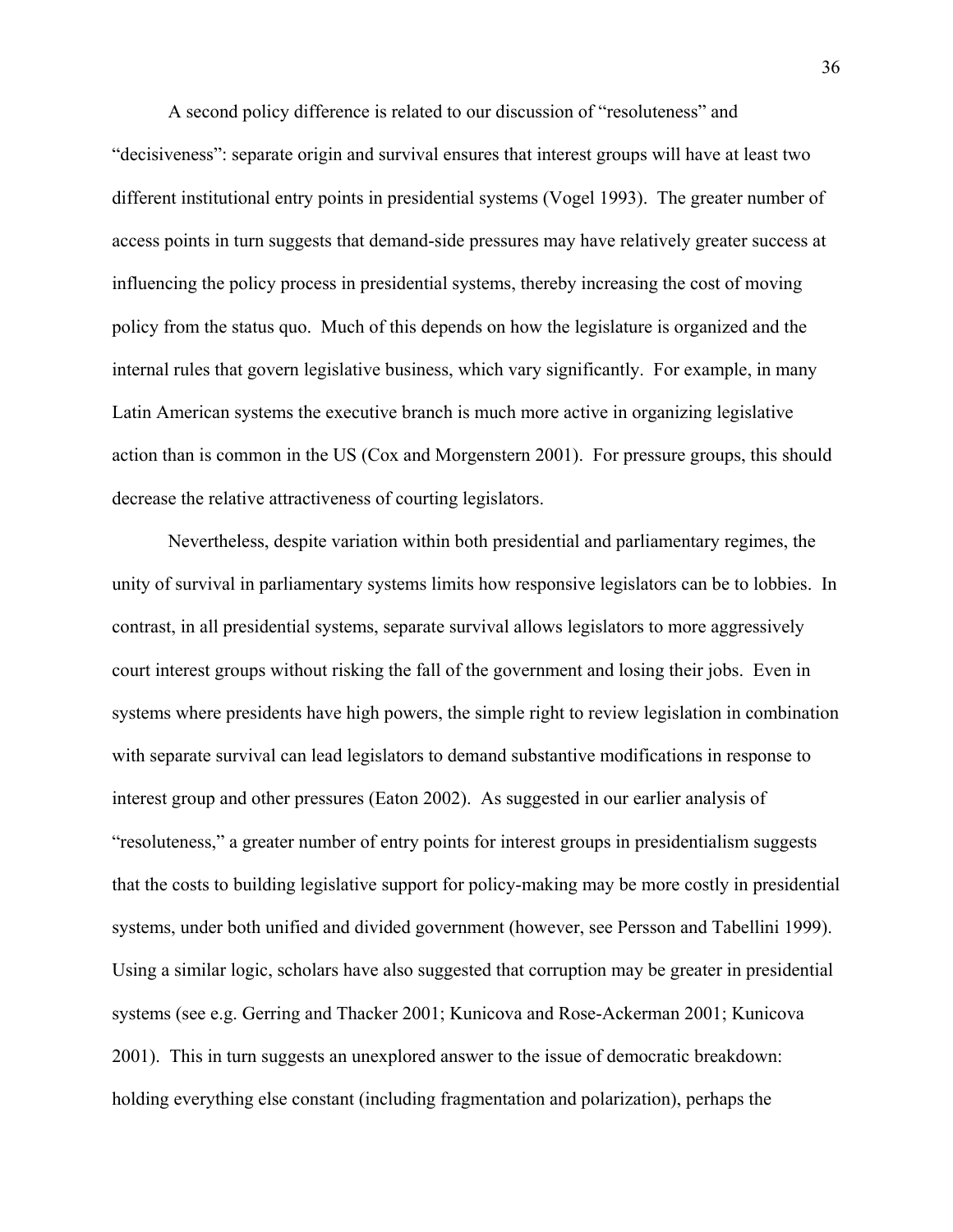A second policy difference is related to our discussion of "resoluteness" and "decisiveness": separate origin and survival ensures that interest groups will have at least two different institutional entry points in presidential systems (Vogel 1993). The greater number of access points in turn suggests that demand-side pressures may have relatively greater success at influencing the policy process in presidential systems, thereby increasing the cost of moving policy from the status quo. Much of this depends on how the legislature is organized and the internal rules that govern legislative business, which vary significantly. For example, in many Latin American systems the executive branch is much more active in organizing legislative action than is common in the US (Cox and Morgenstern 2001). For pressure groups, this should decrease the relative attractiveness of courting legislators.

Nevertheless, despite variation within both presidential and parliamentary regimes, the unity of survival in parliamentary systems limits how responsive legislators can be to lobbies. In contrast, in all presidential systems, separate survival allows legislators to more aggressively court interest groups without risking the fall of the government and losing their jobs. Even in systems where presidents have high powers, the simple right to review legislation in combination with separate survival can lead legislators to demand substantive modifications in response to interest group and other pressures (Eaton 2002). As suggested in our earlier analysis of "resoluteness," a greater number of entry points for interest groups in presidentialism suggests that the costs to building legislative support for policy-making may be more costly in presidential systems, under both unified and divided government (however, see Persson and Tabellini 1999). Using a similar logic, scholars have also suggested that corruption may be greater in presidential systems (see e.g. Gerring and Thacker 2001; Kunicova and Rose-Ackerman 2001; Kunicova 2001). This in turn suggests an unexplored answer to the issue of democratic breakdown: holding everything else constant (including fragmentation and polarization), perhaps the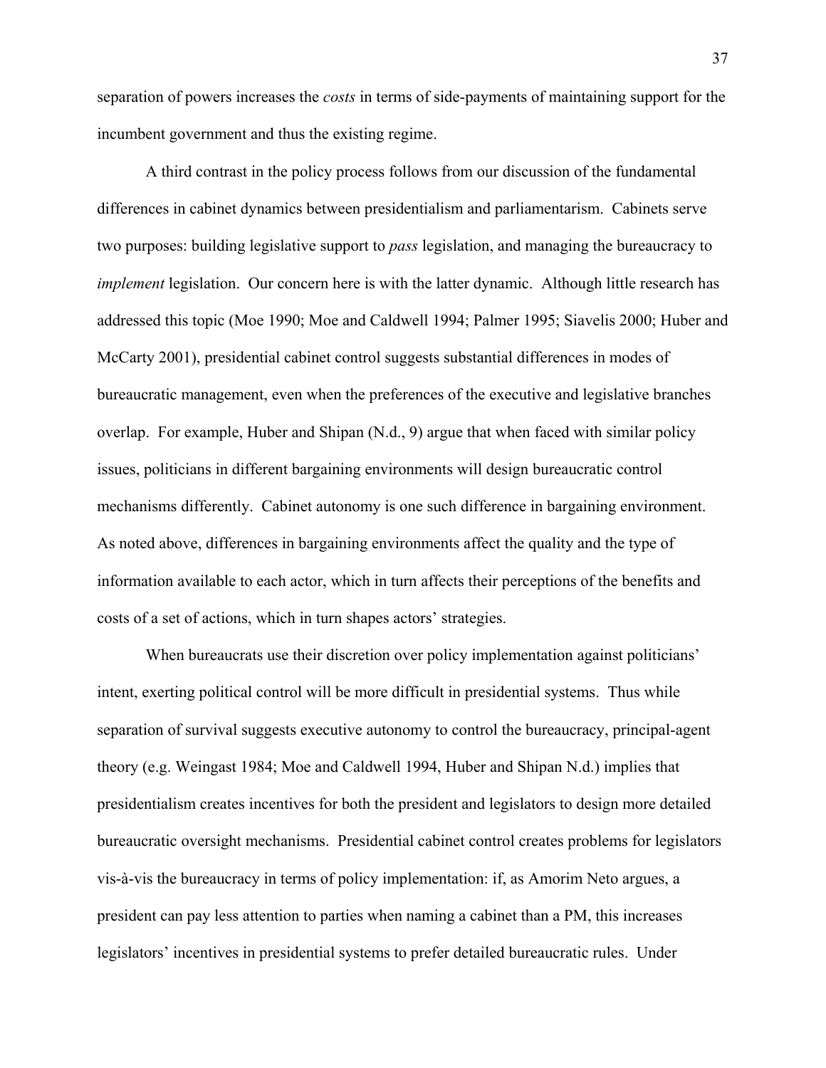separation of powers increases the *costs* in terms of side-payments of maintaining support for the incumbent government and thus the existing regime.

A third contrast in the policy process follows from our discussion of the fundamental differences in cabinet dynamics between presidentialism and parliamentarism. Cabinets serve two purposes: building legislative support to *pass* legislation, and managing the bureaucracy to *implement* legislation. Our concern here is with the latter dynamic. Although little research has addressed this topic (Moe 1990; Moe and Caldwell 1994; Palmer 1995; Siavelis 2000; Huber and McCarty 2001), presidential cabinet control suggests substantial differences in modes of bureaucratic management, even when the preferences of the executive and legislative branches overlap. For example, Huber and Shipan (N.d., 9) argue that when faced with similar policy issues, politicians in different bargaining environments will design bureaucratic control mechanisms differently. Cabinet autonomy is one such difference in bargaining environment. As noted above, differences in bargaining environments affect the quality and the type of information available to each actor, which in turn affects their perceptions of the benefits and costs of a set of actions, which in turn shapes actors' strategies.

When bureaucrats use their discretion over policy implementation against politicians' intent, exerting political control will be more difficult in presidential systems. Thus while separation of survival suggests executive autonomy to control the bureaucracy, principal-agent theory (e.g. Weingast 1984; Moe and Caldwell 1994, Huber and Shipan N.d.) implies that presidentialism creates incentives for both the president and legislators to design more detailed bureaucratic oversight mechanisms. Presidential cabinet control creates problems for legislators vis-à-vis the bureaucracy in terms of policy implementation: if, as Amorim Neto argues, a president can pay less attention to parties when naming a cabinet than a PM, this increases legislators' incentives in presidential systems to prefer detailed bureaucratic rules. Under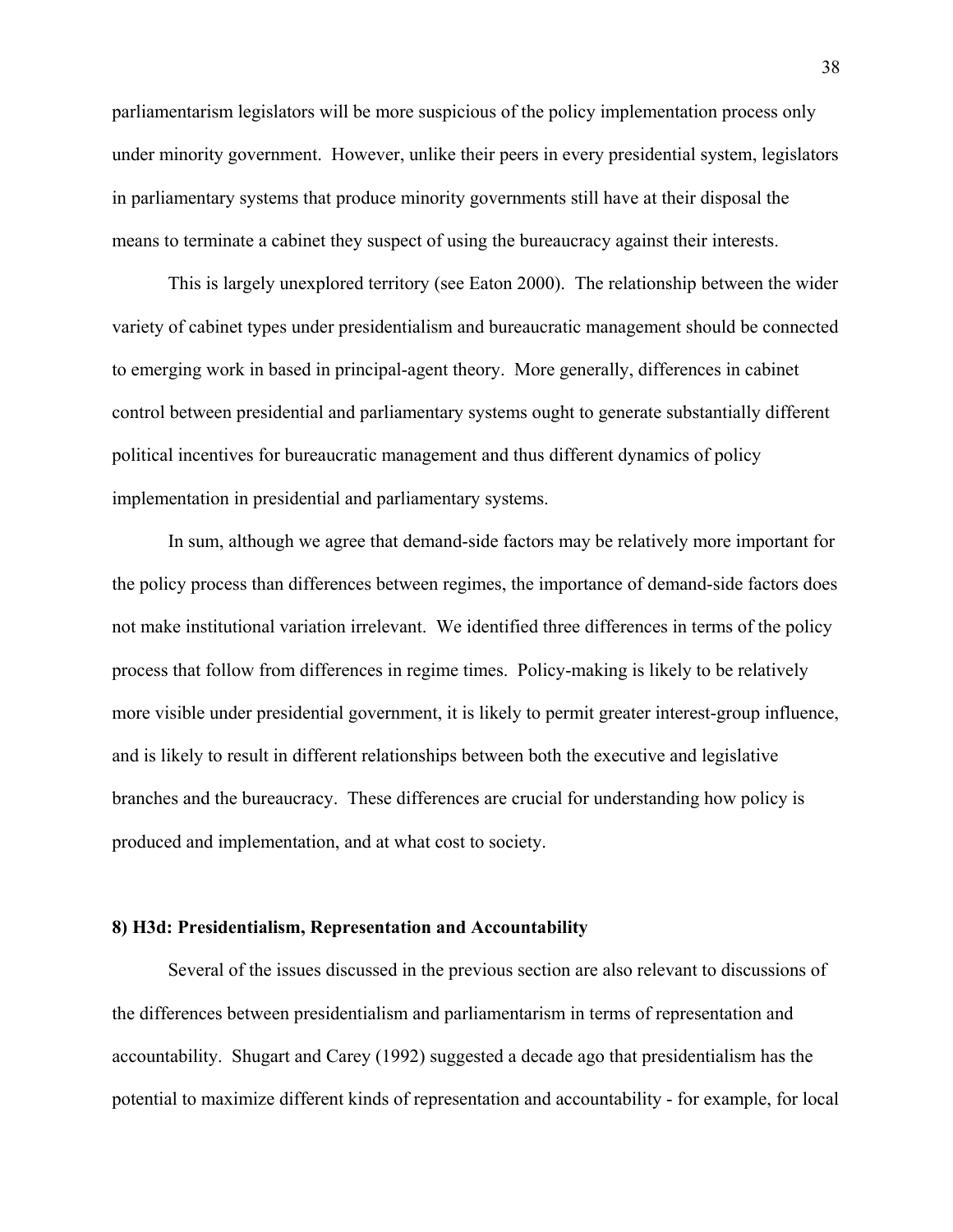parliamentarism legislators will be more suspicious of the policy implementation process only under minority government. However, unlike their peers in every presidential system, legislators in parliamentary systems that produce minority governments still have at their disposal the means to terminate a cabinet they suspect of using the bureaucracy against their interests.

This is largely unexplored territory (see Eaton 2000). The relationship between the wider variety of cabinet types under presidentialism and bureaucratic management should be connected to emerging work in based in principal-agent theory. More generally, differences in cabinet control between presidential and parliamentary systems ought to generate substantially different political incentives for bureaucratic management and thus different dynamics of policy implementation in presidential and parliamentary systems.

In sum, although we agree that demand-side factors may be relatively more important for the policy process than differences between regimes, the importance of demand-side factors does not make institutional variation irrelevant. We identified three differences in terms of the policy process that follow from differences in regime times. Policy-making is likely to be relatively more visible under presidential government, it is likely to permit greater interest-group influence, and is likely to result in different relationships between both the executive and legislative branches and the bureaucracy. These differences are crucial for understanding how policy is produced and implementation, and at what cost to society.

### 8) H3d: Presidentialism, Representation and Accountability

Several of the issues discussed in the previous section are also relevant to discussions of the differences between presidentialism and parliamentarism in terms of representation and accountability. Shugart and Carey (1992) suggested a decade ago that presidentialism has the potential to maximize different kinds of representation and accountability - for example, for local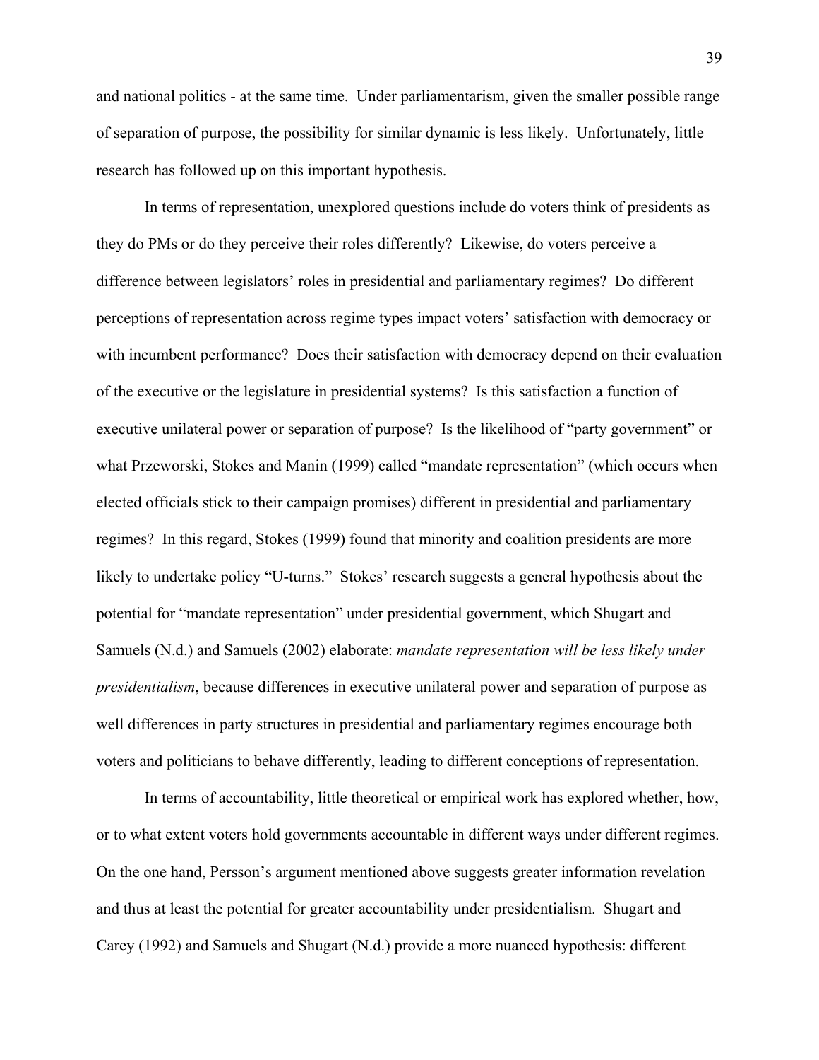and national politics - at the same time. Under parliamentarism, given the smaller possible range of separation of purpose, the possibility for similar dynamic is less likely. Unfortunately, little research has followed up on this important hypothesis.

In terms of representation, unexplored questions include do voters think of presidents as they do PMs or do they perceive their roles differently? Likewise, do voters perceive a difference between legislators' roles in presidential and parliamentary regimes? Do different perceptions of representation across regime types impact voters' satisfaction with democracy or with incumbent performance? Does their satisfaction with democracy depend on their evaluation of the executive or the legislature in presidential systems? Is this satisfaction a function of executive unilateral power or separation of purpose? Is the likelihood of "party government" or what Przeworski, Stokes and Manin (1999) called "mandate representation" (which occurs when elected officials stick to their campaign promises) different in presidential and parliamentary regimes? In this regard, Stokes (1999) found that minority and coalition presidents are more likely to undertake policy "U-turns." Stokes' research suggests a general hypothesis about the potential for "mandate representation" under presidential government, which Shugart and Samuels (N.d.) and Samuels (2002) elaborate: *mandate representation will be less likely under presidentialism*, because differences in executive unilateral power and separation of purpose as well differences in party structures in presidential and parliamentary regimes encourage both voters and politicians to behave differently, leading to different conceptions of representation.

In terms of accountability, little theoretical or empirical work has explored whether, how, or to what extent voters hold governments accountable in different ways under different regimes. On the one hand, Persson's argument mentioned above suggests greater information revelation and thus at least the potential for greater accountability under presidentialism. Shugart and Carey (1992) and Samuels and Shugart (N.d.) provide a more nuanced hypothesis: different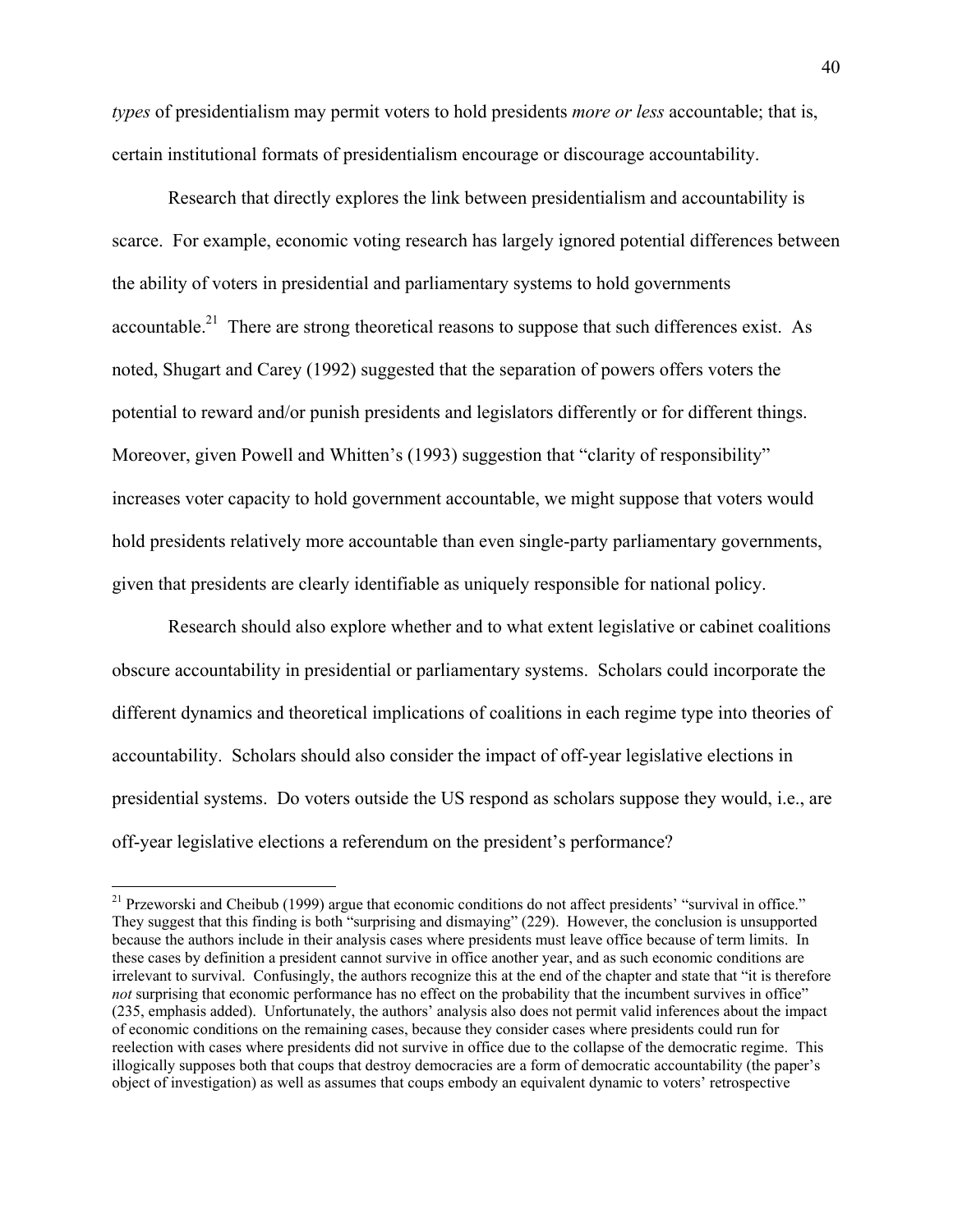*types* of presidentialism may permit voters to hold presidents *more or less* accountable; that is, certain institutional formats of presidentialism encourage or discourage accountability.

Research that directly explores the link between presidentialism and accountability is scarce. For example, economic voting research has largely ignored potential differences between the ability of voters in presidential and parliamentary systems to hold governments accountable.[21] There are strong theoretical reasons to suppose that such differences exist. As noted, Shugart and Carey (1992) suggested that the separation of powers offers voters the potential to reward and/or punish presidents and legislators differently or for different things. Moreover, given Powell and Whitten's (1993) suggestion that "clarity of responsibility" increases voter capacity to hold government accountable, we might suppose that voters would hold presidents relatively more accountable than even single-party parliamentary governments, given that presidents are clearly identifiable as uniquely responsible for national policy.

Research should also explore whether and to what extent legislative or cabinet coalitions obscure accountability in presidential or parliamentary systems. Scholars could incorporate the different dynamics and theoretical implications of coalitions in each regime type into theories of accountability. Scholars should also consider the impact of off-year legislative elections in presidential systems. Do voters outside the US respond as scholars suppose they would, i.e., are off-year legislative elections a referendum on the president's performance?

---

[21] Przeworski and Cheibub (1999) argue that economic conditions do not affect presidents' "survival in office." They suggest that this finding is both "surprising and dismaying" (229). However, the conclusion is unsupported because the authors include in their analysis cases where presidents must leave office because of term limits. In these cases by definition a president cannot survive in office another year, and as such economic conditions are irrelevant to survival. Confusingly, the authors recognize this at the end of the chapter and state that "it is therefore *not* surprising that economic performance has no effect on the probability that the incumbent survives in office" (235, emphasis added). Unfortunately, the authors' analysis also does not permit valid inferences about the impact of economic conditions on the remaining cases, because they consider cases where presidents could run for reelection with cases where presidents did not survive in office due to the collapse of the democratic regime. This illogically supposes both that coups that destroy democracies are a form of democratic accountability (the paper's object of investigation) as well as assumes that coups embody an equivalent dynamic to voters' retrospective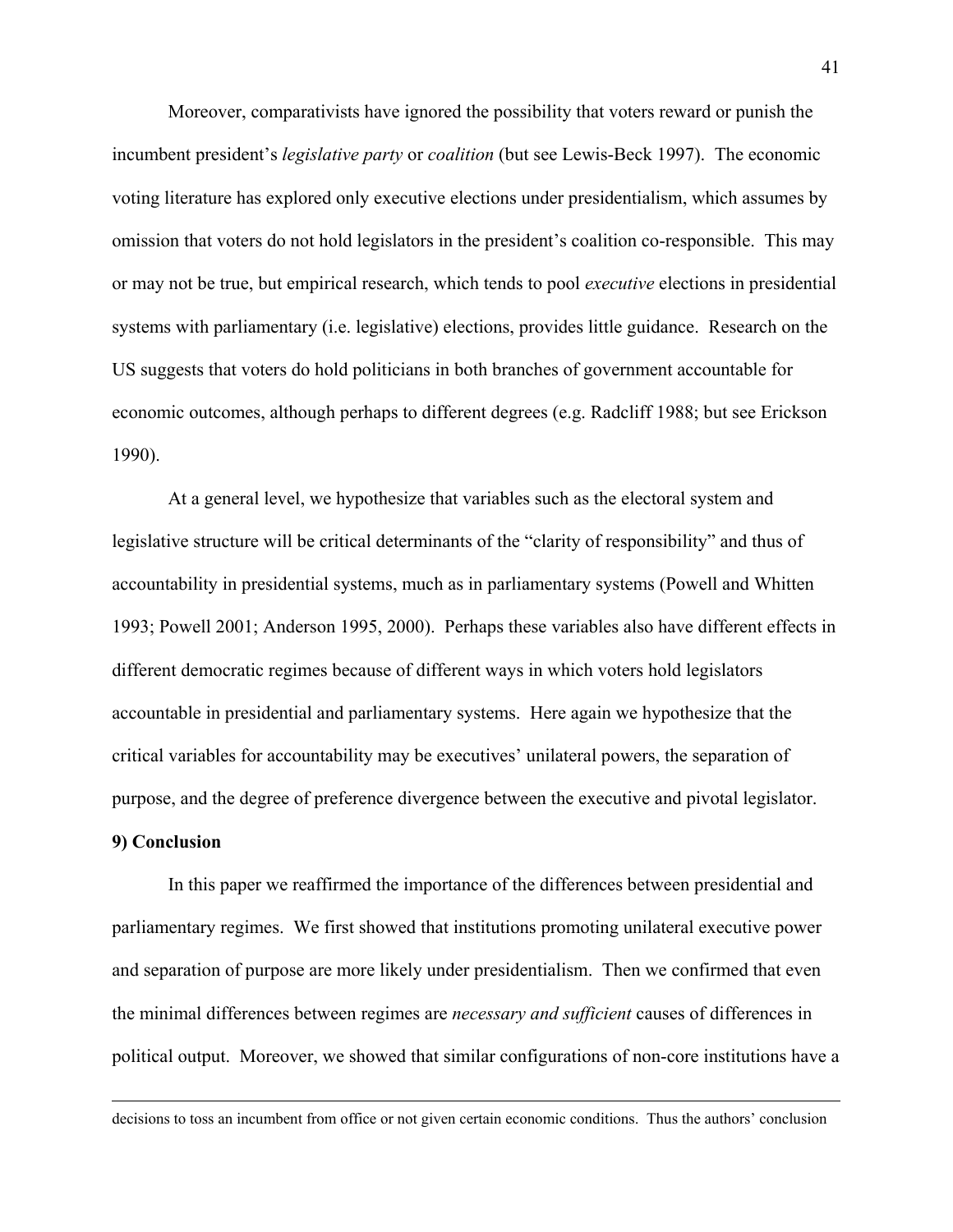Moreover, comparativists have ignored the possibility that voters reward or punish the incumbent president's *legislative party* or *coalition* (but see Lewis-Beck 1997). The economic voting literature has explored only executive elections under presidentialism, which assumes by omission that voters do not hold legislators in the president's coalition co-responsible. This may or may not be true, but empirical research, which tends to pool *executive* elections in presidential systems with parliamentary (i.e. legislative) elections, provides little guidance. Research on the US suggests that voters do hold politicians in both branches of government accountable for economic outcomes, although perhaps to different degrees (e.g. Radcliff 1988; but see Erickson 1990).

At a general level, we hypothesize that variables such as the electoral system and legislative structure will be critical determinants of the "clarity of responsibility" and thus of accountability in presidential systems, much as in parliamentary systems (Powell and Whitten 1993; Powell 2001; Anderson 1995, 2000). Perhaps these variables also have different effects in different democratic regimes because of different ways in which voters hold legislators accountable in presidential and parliamentary systems. Here again we hypothesize that the critical variables for accountability may be executives' unilateral powers, the separation of purpose, and the degree of preference divergence between the executive and pivotal legislator.

**9) Conclusion**

In this paper we reaffirmed the importance of the differences between presidential and parliamentary regimes. We first showed that institutions promoting unilateral executive power and separation of purpose are more likely under presidentialism. Then we confirmed that even the minimal differences between regimes are *necessary and sufficient* causes of differences in political output. Moreover, we showed that similar configurations of non-core institutions have a

---

decisions to toss an incumbent from office or not given certain economic conditions. Thus the authors' conclusion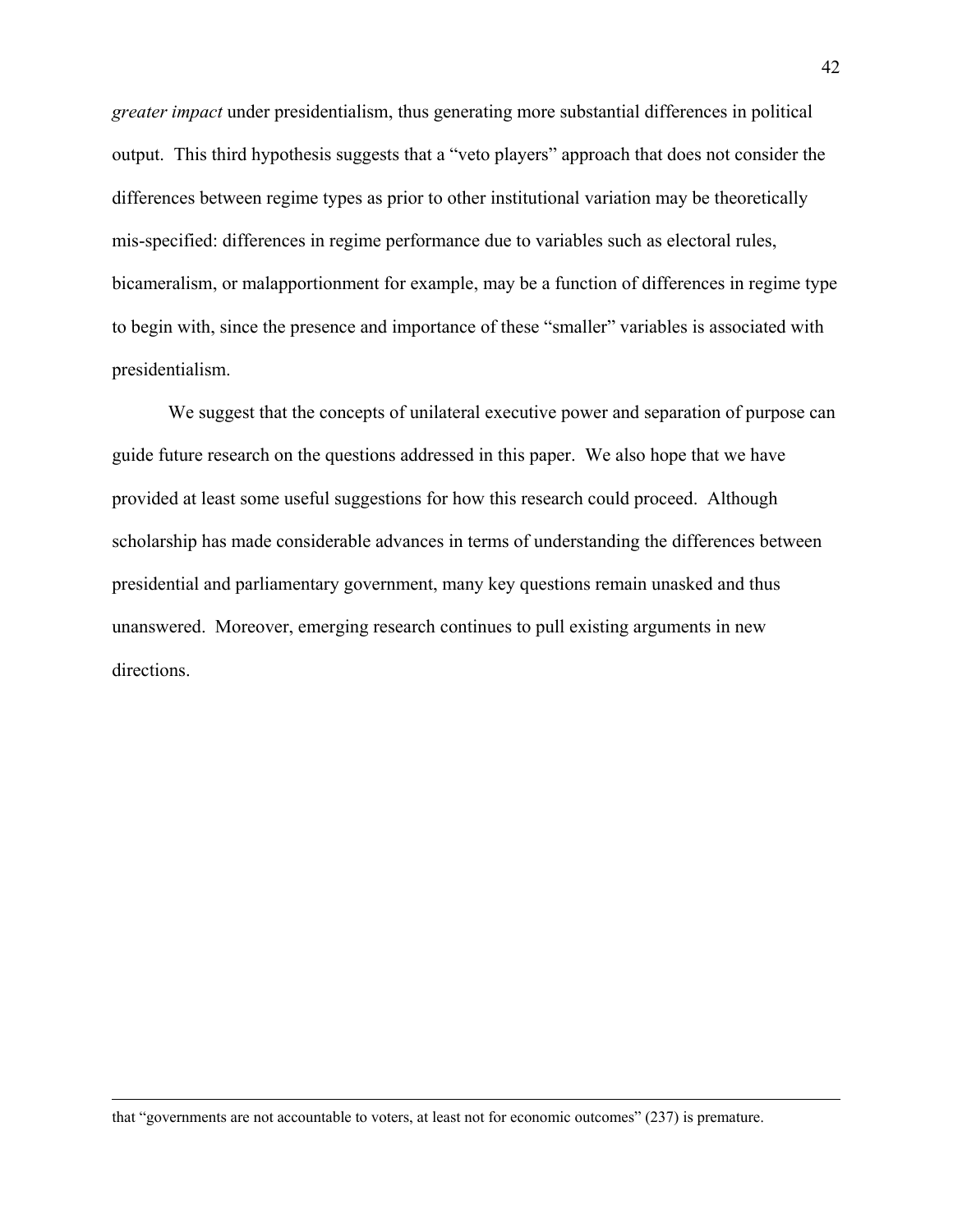*greater impact* under presidentialism, thus generating more substantial differences in political output. This third hypothesis suggests that a "veto players" approach that does not consider the differences between regime types as prior to other institutional variation may be theoretically mis-specified: differences in regime performance due to variables such as electoral rules, bicameralism, or malapportionment for example, may be a function of differences in regime type to begin with, since the presence and importance of these "smaller" variables is associated with presidentialism.

We suggest that the concepts of unilateral executive power and separation of purpose can guide future research on the questions addressed in this paper. We also hope that we have provided at least some useful suggestions for how this research could proceed. Although scholarship has made considerable advances in terms of understanding the differences between presidential and parliamentary government, many key questions remain unasked and thus unanswered. Moreover, emerging research continues to pull existing arguments in new directions.

---

that "governments are not accountable to voters, at least not for economic outcomes" (237) is premature.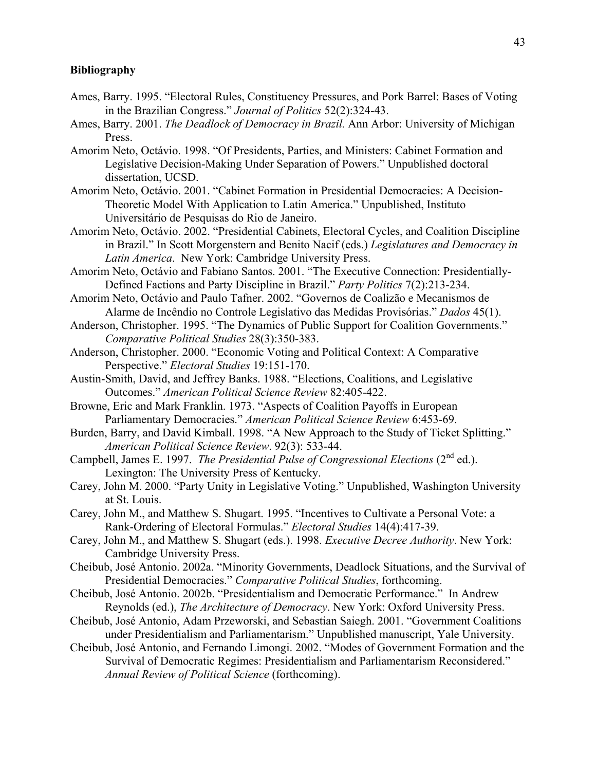**Bibliography**

Ames, Barry. 1995. "Electoral Rules, Constituency Pressures, and Pork Barrel: Bases of Voting in the Brazilian Congress." *Journal of Politics* 52(2):324-43.

Ames, Barry. 2001. *The Deadlock of Democracy in Brazil.* Ann Arbor: University of Michigan Press.

Amorim Neto, Octávio. 1998. "Of Presidents, Parties, and Ministers: Cabinet Formation and Legislative Decision-Making Under Separation of Powers." Unpublished doctoral dissertation, UCSD.

Amorim Neto, Octávio. 2001. "Cabinet Formation in Presidential Democracies: A Decision-Theoretic Model With Application to Latin America." Unpublished, Instituto Universitário de Pesquisas do Rio de Janeiro.

Amorim Neto, Octávio. 2002. "Presidential Cabinets, Electoral Cycles, and Coalition Discipline in Brazil." In Scott Morgenstern and Benito Nacif (eds.) *Legislatures and Democracy in Latin America*. New York: Cambridge University Press.

Amorim Neto, Octávio and Fabiano Santos. 2001. "The Executive Connection: Presidentially-Defined Factions and Party Discipline in Brazil." *Party Politics* 7(2):213-234.

Amorim Neto, Octávio and Paulo Tafner. 2002. "Governos de Coalizão e Mecanismos de Alarme de Incêndio no Controle Legislativo das Medidas Provisórias." *Dados* 45(1).

Anderson, Christopher. 1995. "The Dynamics of Public Support for Coalition Governments." *Comparative Political Studies* 28(3):350-383.

Anderson, Christopher. 2000. "Economic Voting and Political Context: A Comparative Perspective." *Electoral Studies* 19:151-170.

Austin-Smith, David, and Jeffrey Banks. 1988. "Elections, Coalitions, and Legislative Outcomes." *American Political Science Review* 82:405-422.

Browne, Eric and Mark Franklin. 1973. "Aspects of Coalition Payoffs in European Parliamentary Democracies." *American Political Science Review* 6:453-69.

Burden, Barry, and David Kimball. 1998. "A New Approach to the Study of Ticket Splitting." *American Political Science Review*. 92(3): 533-44.

Campbell, James E. 1997. *The Presidential Pulse of Congressional Elections* (2nd ed.). Lexington: The University Press of Kentucky.

Carey, John M. 2000. "Party Unity in Legislative Voting." Unpublished, Washington University at St. Louis.

Carey, John M., and Matthew S. Shugart. 1995. "Incentives to Cultivate a Personal Vote: a Rank-Ordering of Electoral Formulas." *Electoral Studies* 14(4):417-39.

Carey, John M., and Matthew S. Shugart (eds.). 1998. *Executive Decree Authority*. New York: Cambridge University Press.

Cheibub, José Antonio. 2002a. "Minority Governments, Deadlock Situations, and the Survival of Presidential Democracies." *Comparative Political Studies*, forthcoming.

Cheibub, José Antonio. 2002b. "Presidentialism and Democratic Performance." In Andrew Reynolds (ed.), *The Architecture of Democracy*. New York: Oxford University Press.

Cheibub, José Antonio, Adam Przeworski, and Sebastian Saiegh. 2001. "Government Coalitions under Presidentialism and Parliamentarism." Unpublished manuscript, Yale University.

Cheibub, José Antonio, and Fernando Limongi. 2002. "Modes of Government Formation and the Survival of Democratic Regimes: Presidentialism and Parliamentarism Reconsidered." *Annual Review of Political Science* (forthcoming).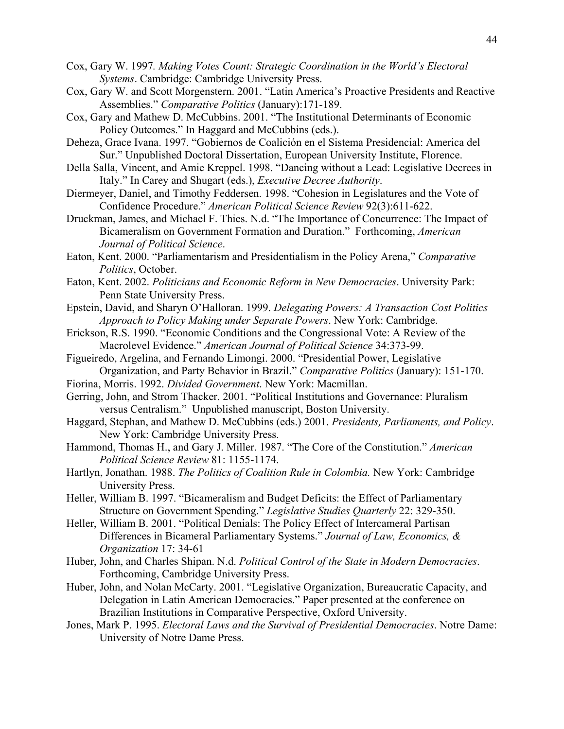Cox, Gary W. 1997. *Making Votes Count: Strategic Coordination in the World's Electoral Systems*. Cambridge: Cambridge University Press.

Cox, Gary W. and Scott Morgenstern. 2001. "Latin America's Proactive Presidents and Reactive Assemblies." *Comparative Politics* (January):171-189.

Cox, Gary and Mathew D. McCubbins. 2001. "The Institutional Determinants of Economic Policy Outcomes." In Haggard and McCubbins (eds.).

Deheza, Grace Ivana. 1997. "Gobiernos de Coalición en el Sistema Presidencial: America del Sur." Unpublished Doctoral Dissertation, European University Institute, Florence.

Della Salla, Vincent, and Amie Kreppel. 1998. "Dancing without a Lead: Legislative Decrees in Italy." In Carey and Shugart (eds.), *Executive Decree Authority*.

Diermeyer, Daniel, and Timothy Feddersen. 1998. "Cohesion in Legislatures and the Vote of Confidence Procedure." *American Political Science Review* 92(3):611-622.

Druckman, James, and Michael F. Thies. N.d. "The Importance of Concurrence: The Impact of Bicameralism on Government Formation and Duration." Forthcoming, *American Journal of Political Science*.

Eaton, Kent. 2000. "Parliamentarism and Presidentialism in the Policy Arena," *Comparative Politics*, October.

Eaton, Kent. 2002. *Politicians and Economic Reform in New Democracies*. University Park: Penn State University Press.

Epstein, David, and Sharyn O'Halloran. 1999. *Delegating Powers: A Transaction Cost Politics Approach to Policy Making under Separate Powers*. New York: Cambridge.

Erickson, R.S. 1990. "Economic Conditions and the Congressional Vote: A Review of the Macrolevel Evidence." *American Journal of Political Science* 34:373-99.

Figueiredo, Argelina, and Fernando Limongi. 2000. "Presidential Power, Legislative Organization, and Party Behavior in Brazil." *Comparative Politics* (January): 151-170.

Fiorina, Morris. 1992. *Divided Government*. New York: Macmillan.

Gerring, John, and Strom Thacker. 2001. "Political Institutions and Governance: Pluralism versus Centralism." Unpublished manuscript, Boston University.

Haggard, Stephan, and Mathew D. McCubbins (eds.) 2001. *Presidents, Parliaments, and Policy*. New York: Cambridge University Press.

Hammond, Thomas H., and Gary J. Miller. 1987. "The Core of the Constitution." *American Political Science Review* 81: 1155-1174.

Hartlyn, Jonathan. 1988. *The Politics of Coalition Rule in Colombia.* New York: Cambridge University Press.

Heller, William B. 1997. "Bicameralism and Budget Deficits: the Effect of Parliamentary Structure on Government Spending." *Legislative Studies Quarterly* 22: 329-350.

Heller, William B. 2001. "Political Denials: The Policy Effect of Intercameral Partisan Differences in Bicameral Parliamentary Systems." *Journal of Law, Economics, & Organization* 17: 34-61

Huber, John, and Charles Shipan. N.d. *Political Control of the State in Modern Democracies*. Forthcoming, Cambridge University Press.

Huber, John, and Nolan McCarty. 2001. "Legislative Organization, Bureaucratic Capacity, and Delegation in Latin American Democracies." Paper presented at the conference on Brazilian Institutions in Comparative Perspective, Oxford University.

Jones, Mark P. 1995. *Electoral Laws and the Survival of Presidential Democracies*. Notre Dame: University of Notre Dame Press.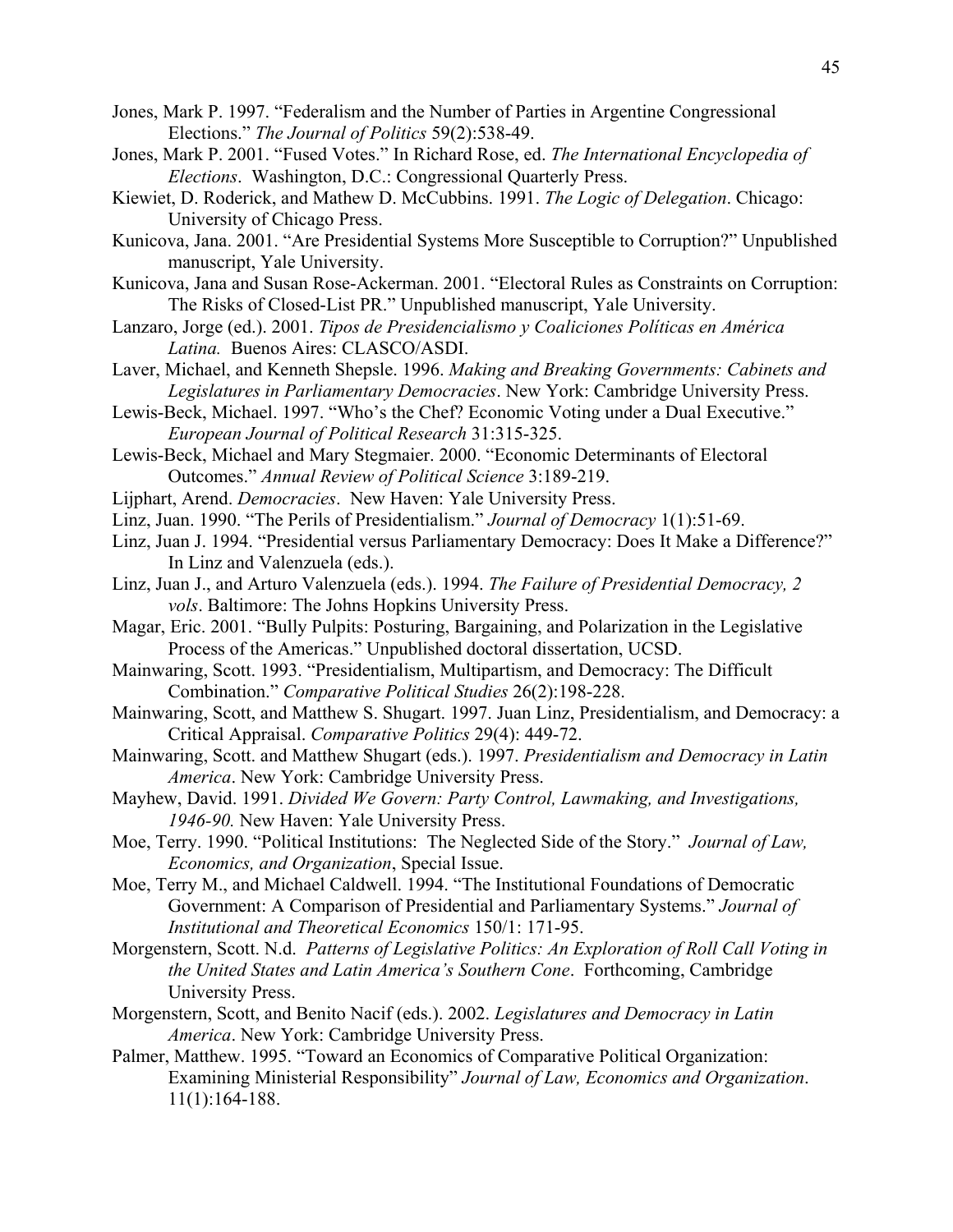Jones, Mark P. 1997. "Federalism and the Number of Parties in Argentine Congressional Elections." *The Journal of Politics* 59(2):538-49.

Jones, Mark P. 2001. "Fused Votes." In Richard Rose, ed. *The International Encyclopedia of Elections*. Washington, D.C.: Congressional Quarterly Press.

Kiewiet, D. Roderick, and Mathew D. McCubbins. 1991. *The Logic of Delegation*. Chicago: University of Chicago Press.

Kunicova, Jana. 2001. "Are Presidential Systems More Susceptible to Corruption?" Unpublished manuscript, Yale University.

Kunicova, Jana and Susan Rose-Ackerman. 2001. "Electoral Rules as Constraints on Corruption: The Risks of Closed-List PR." Unpublished manuscript, Yale University.

Lanzaro, Jorge (ed.). 2001. *Tipos de Presidencialismo y Coaliciones Políticas en América Latina.* Buenos Aires: CLASCO/ASDI.

Laver, Michael, and Kenneth Shepsle. 1996. *Making and Breaking Governments: Cabinets and Legislatures in Parliamentary Democracies*. New York: Cambridge University Press.

Lewis-Beck, Michael. 1997. "Who's the Chef? Economic Voting under a Dual Executive." *European Journal of Political Research* 31:315-325.

Lewis-Beck, Michael and Mary Stegmaier. 2000. "Economic Determinants of Electoral Outcomes." *Annual Review of Political Science* 3:189-219.

Lijphart, Arend. *Democracies*. New Haven: Yale University Press.

Linz, Juan. 1990. "The Perils of Presidentialism." *Journal of Democracy* 1(1):51-69.

Linz, Juan J. 1994. "Presidential versus Parliamentary Democracy: Does It Make a Difference?" In Linz and Valenzuela (eds.).

Linz, Juan J., and Arturo Valenzuela (eds.). 1994. *The Failure of Presidential Democracy, 2 vols*. Baltimore: The Johns Hopkins University Press.

Magar, Eric. 2001. "Bully Pulpits: Posturing, Bargaining, and Polarization in the Legislative Process of the Americas." Unpublished doctoral dissertation, UCSD.

Mainwaring, Scott. 1993. "Presidentialism, Multipartism, and Democracy: The Difficult Combination." *Comparative Political Studies* 26(2):198-228.

Mainwaring, Scott, and Matthew S. Shugart. 1997. Juan Linz, Presidentialism, and Democracy: a Critical Appraisal. *Comparative Politics* 29(4): 449-72.

Mainwaring, Scott. and Matthew Shugart (eds.). 1997. *Presidentialism and Democracy in Latin America*. New York: Cambridge University Press.

Mayhew, David. 1991. *Divided We Govern: Party Control, Lawmaking, and Investigations, 1946-90.* New Haven: Yale University Press.

Moe, Terry. 1990. "Political Institutions: The Neglected Side of the Story." *Journal of Law, Economics, and Organization*, Special Issue.

Moe, Terry M., and Michael Caldwell. 1994. "The Institutional Foundations of Democratic Government: A Comparison of Presidential and Parliamentary Systems." *Journal of Institutional and Theoretical Economics* 150/1: 171-95.

Morgenstern, Scott. N.d. *Patterns of Legislative Politics: An Exploration of Roll Call Voting in the United States and Latin America's Southern Cone*. Forthcoming, Cambridge University Press.

Morgenstern, Scott, and Benito Nacif (eds.). 2002. *Legislatures and Democracy in Latin America*. New York: Cambridge University Press.

Palmer, Matthew. 1995. "Toward an Economics of Comparative Political Organization: Examining Ministerial Responsibility" *Journal of Law, Economics and Organization*. 11(1):164-188.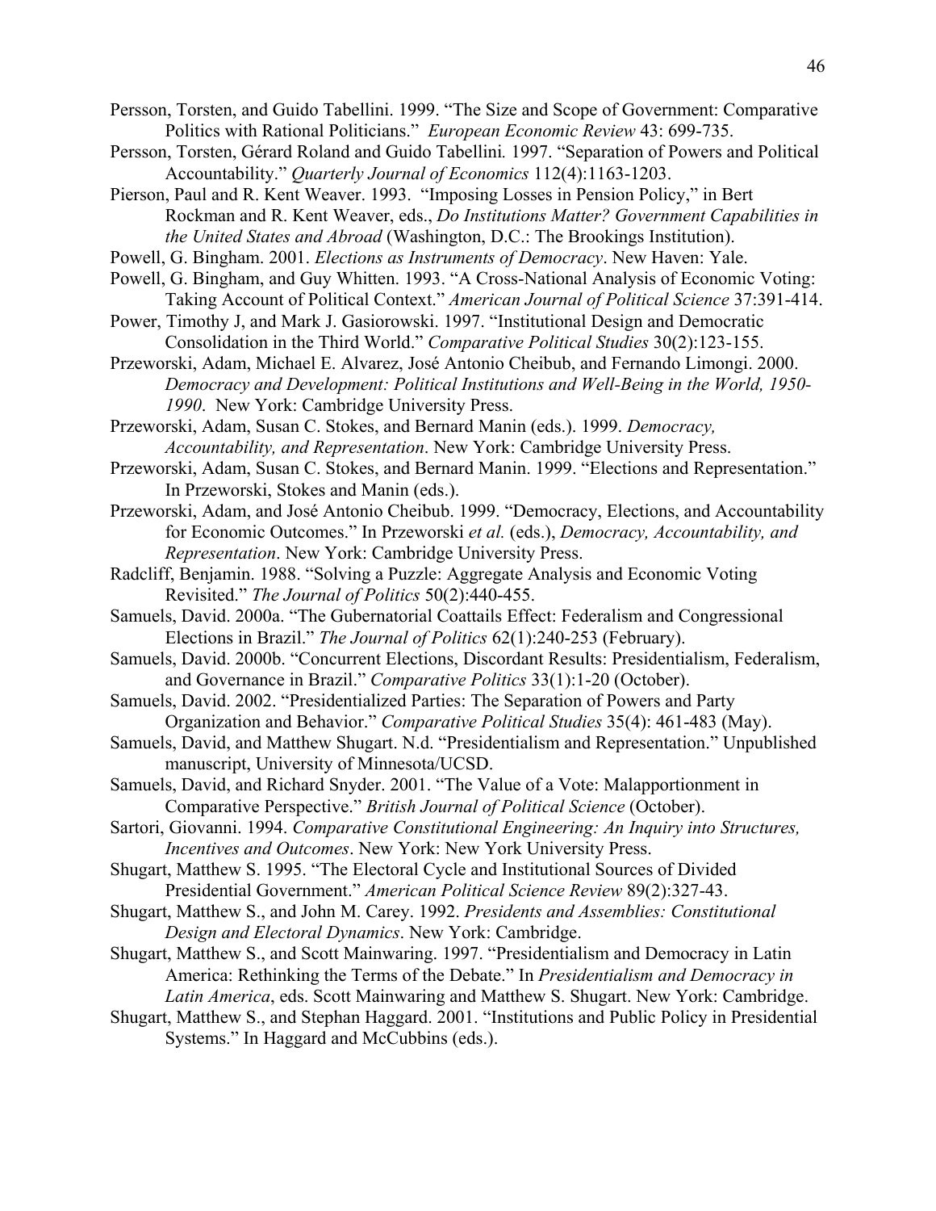Persson, Torsten, and Guido Tabellini. 1999. "The Size and Scope of Government: Comparative Politics with Rational Politicians." *European Economic Review* 43: 699-735.

Persson, Torsten, Gérard Roland and Guido Tabellini. 1997. "Separation of Powers and Political Accountability." *Quarterly Journal of Economics* 112(4):1163-1203.

Pierson, Paul and R. Kent Weaver. 1993. "Imposing Losses in Pension Policy," in Bert Rockman and R. Kent Weaver, eds., *Do Institutions Matter? Government Capabilities in the United States and Abroad* (Washington, D.C.: The Brookings Institution).

Powell, G. Bingham. 2001. *Elections as Instruments of Democracy*. New Haven: Yale.

Powell, G. Bingham, and Guy Whitten. 1993. "A Cross-National Analysis of Economic Voting: Taking Account of Political Context." *American Journal of Political Science* 37:391-414.

Power, Timothy J, and Mark J. Gasiorowski. 1997. "Institutional Design and Democratic Consolidation in the Third World." *Comparative Political Studies* 30(2):123-155.

Przeworski, Adam, Michael E. Alvarez, José Antonio Cheibub, and Fernando Limongi. 2000. *Democracy and Development: Political Institutions and Well-Being in the World, 1950-1990*. New York: Cambridge University Press.

Przeworski, Adam, Susan C. Stokes, and Bernard Manin (eds.). 1999. *Democracy, Accountability, and Representation*. New York: Cambridge University Press.

Przeworski, Adam, Susan C. Stokes, and Bernard Manin. 1999. "Elections and Representation." In Przeworski, Stokes and Manin (eds.).

Przeworski, Adam, and José Antonio Cheibub. 1999. "Democracy, Elections, and Accountability for Economic Outcomes." In Przeworski *et al.* (eds.), *Democracy, Accountability, and Representation*. New York: Cambridge University Press.

Radcliff, Benjamin. 1988. "Solving a Puzzle: Aggregate Analysis and Economic Voting Revisited." *The Journal of Politics* 50(2):440-455.

Samuels, David. 2000a. "The Gubernatorial Coattails Effect: Federalism and Congressional Elections in Brazil." *The Journal of Politics* 62(1):240-253 (February).

Samuels, David. 2000b. "Concurrent Elections, Discordant Results: Presidentialism, Federalism, and Governance in Brazil." *Comparative Politics* 33(1):1-20 (October).

Samuels, David. 2002. "Presidentialized Parties: The Separation of Powers and Party Organization and Behavior." *Comparative Political Studies* 35(4): 461-483 (May).

Samuels, David, and Matthew Shugart. N.d. "Presidentialism and Representation." Unpublished manuscript, University of Minnesota/UCSD.

Samuels, David, and Richard Snyder. 2001. "The Value of a Vote: Malapportionment in Comparative Perspective." *British Journal of Political Science* (October).

Sartori, Giovanni. 1994. *Comparative Constitutional Engineering: An Inquiry into Structures, Incentives and Outcomes*. New York: New York University Press.

Shugart, Matthew S. 1995. "The Electoral Cycle and Institutional Sources of Divided Presidential Government." *American Political Science Review* 89(2):327-43.

Shugart, Matthew S., and John M. Carey. 1992. *Presidents and Assemblies: Constitutional Design and Electoral Dynamics*. New York: Cambridge.

Shugart, Matthew S., and Scott Mainwaring. 1997. "Presidentialism and Democracy in Latin America: Rethinking the Terms of the Debate." In *Presidentialism and Democracy in Latin America*, eds. Scott Mainwaring and Matthew S. Shugart. New York: Cambridge.

Shugart, Matthew S., and Stephan Haggard. 2001. "Institutions and Public Policy in Presidential Systems." In Haggard and McCubbins (eds.).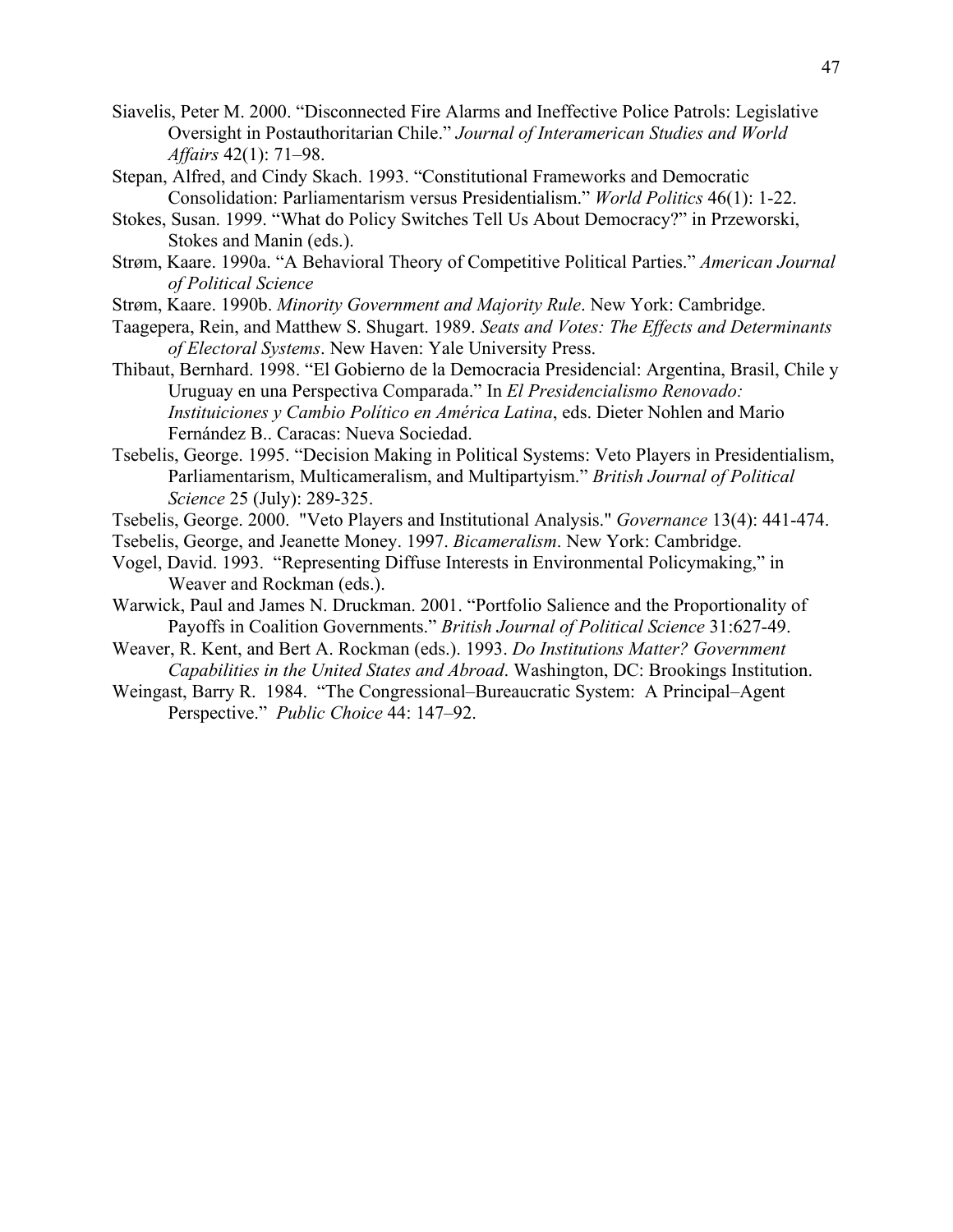Siavelis, Peter M. 2000. "Disconnected Fire Alarms and Ineffective Police Patrols: Legislative Oversight in Postauthoritarian Chile." *Journal of Interamerican Studies and World Affairs* 42(1): 71–98.

Stepan, Alfred, and Cindy Skach. 1993. "Constitutional Frameworks and Democratic Consolidation: Parliamentarism versus Presidentialism." *World Politics* 46(1): 1-22.

Stokes, Susan. 1999. "What do Policy Switches Tell Us About Democracy?" in Przeworski, Stokes and Manin (eds.).

Strøm, Kaare. 1990a. "A Behavioral Theory of Competitive Political Parties." *American Journal of Political Science*

Strøm, Kaare. 1990b. *Minority Government and Majority Rule*. New York: Cambridge.

Taagepera, Rein, and Matthew S. Shugart. 1989. *Seats and Votes: The Effects and Determinants of Electoral Systems*. New Haven: Yale University Press.

Thibaut, Bernhard. 1998. "El Gobierno de la Democracia Presidencial: Argentina, Brasil, Chile y Uruguay en una Perspectiva Comparada." In *El Presidencialismo Renovado: Instituiciones y Cambio Político en América Latina*, eds. Dieter Nohlen and Mario Fernández B.. Caracas: Nueva Sociedad.

Tsebelis, George. 1995. "Decision Making in Political Systems: Veto Players in Presidentialism, Parliamentarism, Multicameralism, and Multipartyism." *British Journal of Political Science* 25 (July): 289-325.

Tsebelis, George. 2000. "Veto Players and Institutional Analysis." *Governance* 13(4): 441-474.

Tsebelis, George, and Jeanette Money. 1997. *Bicameralism*. New York: Cambridge.

Vogel, David. 1993. "Representing Diffuse Interests in Environmental Policymaking," in Weaver and Rockman (eds.).

Warwick, Paul and James N. Druckman. 2001. "Portfolio Salience and the Proportionality of Payoffs in Coalition Governments." *British Journal of Political Science* 31:627-49.

Weaver, R. Kent, and Bert A. Rockman (eds.). 1993. *Do Institutions Matter? Government Capabilities in the United States and Abroad*. Washington, DC: Brookings Institution.

Weingast, Barry R. 1984. "The Congressional–Bureaucratic System: A Principal–Agent Perspective." *Public Choice* 44: 147–92.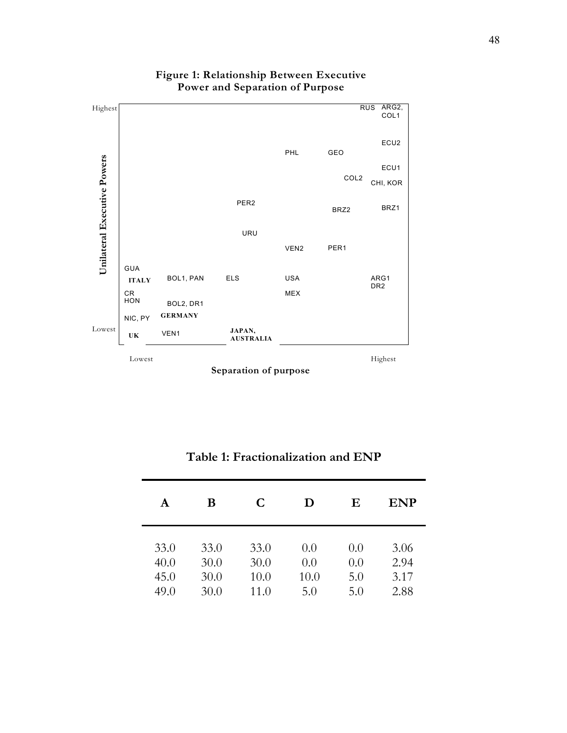**Figure 1: Relationship Between Executive Power and Separation of Purpose**

Unilateral Executive Powers

Highest

RUS ARG2, COL1

ECU2

PHL GEO

ECU1

COL2 CHI, KOR

PER2

BRZ2 BRZ1

URU

VEN2 PER1

GUA

**ITALY** BOL1, PAN ELS USA ARG1 DR2

CR HON MEX

BOL2, DR1

NIC, PY **GERMANY**

Lowest

**UK** VEN1 **JAPAN, AUSTRALIA**

Lowest Highest

**Separation of purpose**

## Table 1: Fractionalization and ENP

| A | B | C | D | E | ENP |
|---|---|---|---|---|---|
| 33.0 | 33.0 | 33.0 | 0.0 | 0.0 | 3.06 |
| 40.0 | 30.0 | 30.0 | 0.0 | 0.0 | 2.94 |
| 45.0 | 30.0 | 10.0 | 10.0 | 5.0 | 3.17 |
| 49.0 | 30.0 | 11.0 | 5.0 | 5.0 | 2.88 |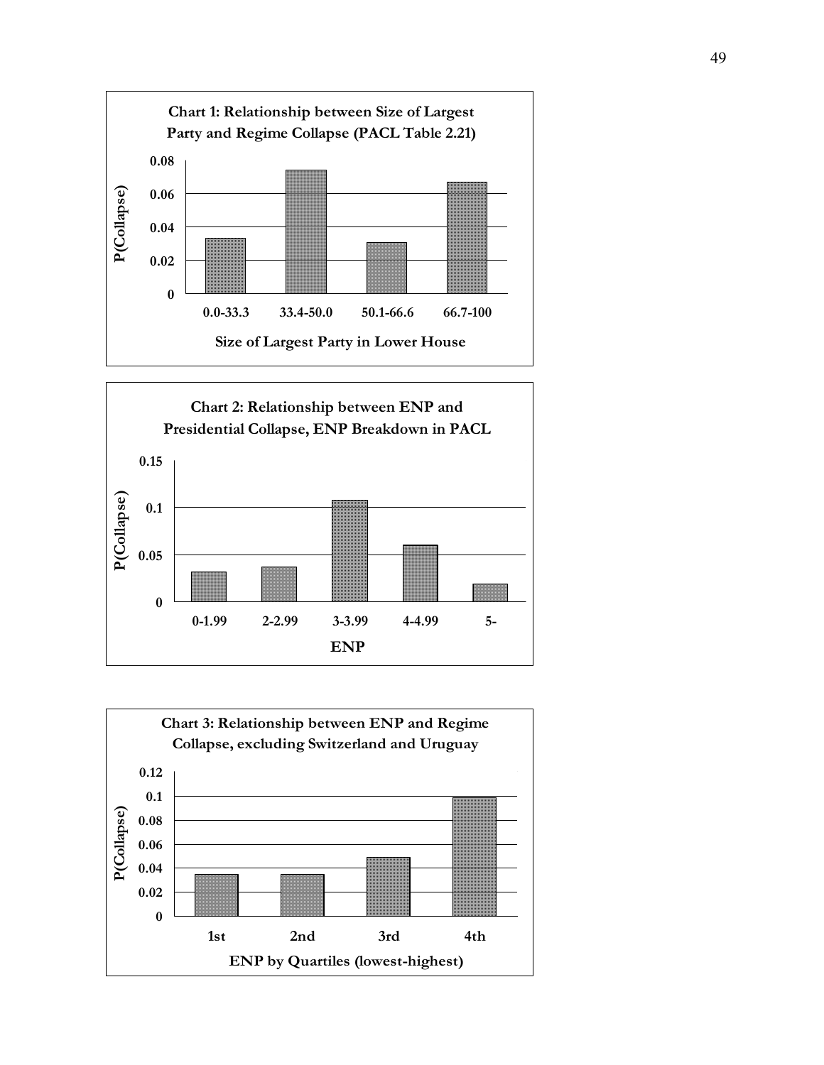**Chart 1: Relationship between Size of Largest Party and Regime Collapse (PACL Table 2.21)**

P(Collapse)

0.08
0.06
0.04
0.02
0

0.0-33.3 | 33.4-50.0 | 50.1-66.6 | 66.7-100

Size of Largest Party in Lower House

**Chart 2: Relationship between ENP and Presidential Collapse, ENP Breakdown in PACL**

P(Collapse)

0.15
0.1
0.05
0

0-1.99 | 2-2.99 | 3-3.99 | 4-4.99 | 5-

ENP

**Chart 3: Relationship between ENP and Regime Collapse, excluding Switzerland and Uruguay**

P(Collapse)

0.12
0.1
0.08
0.06
0.04
0.02
0

1st | 2nd | 3rd | 4th

ENP by Quartiles (lowest-highest)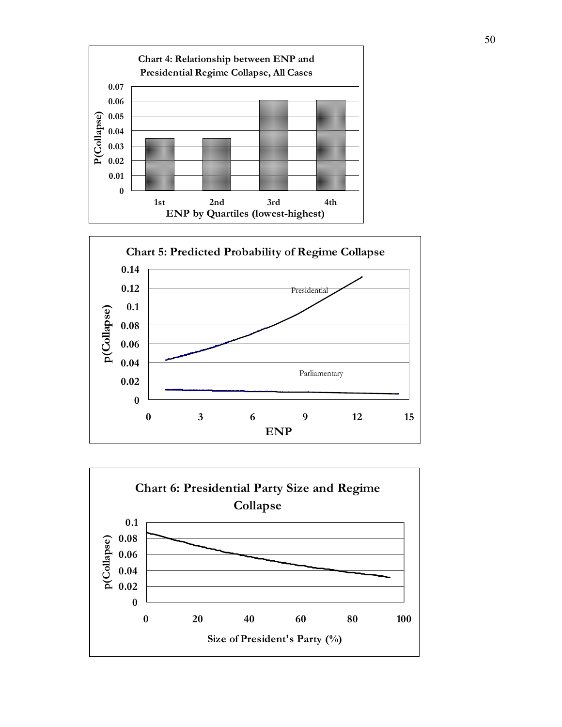Chart 4: Relationship between ENP and Presidential Regime Collapse, All Cases

P(Collapse)

0.07
0.06
0.05
0.04
0.03
0.02
0.01
0

1st
2nd
3rd
4th

ENP by Quartiles (lowest-highest)

Chart 5: Predicted Probability of Regime Collapse

p(Collapse)

0.14
0.12
0.1
0.08
0.06
0.04
0.02
0

Presidential

Parliamentary

0
3
6
9
12
15

ENP

Chart 6: Presidential Party Size and Regime Collapse

p(Collapse)

0.1
0.08
0.06
0.04
0.02
0

0
20
40
60
80
100

Size of President's Party (%)